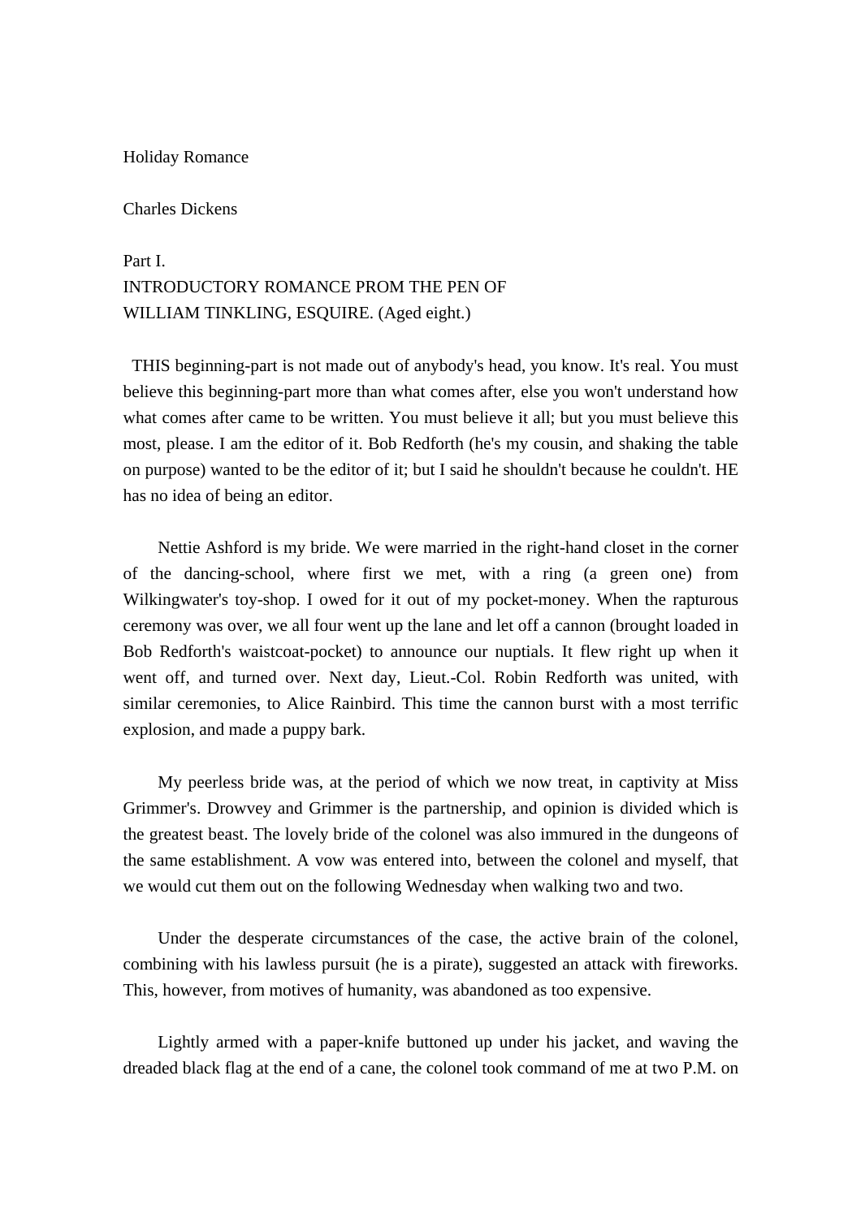# Holiday Romance

Charles Dickens

## Part I.
## INTRODUCTORY ROMANCE PROM THE PEN OF WILLIAM TINKLING, ESQUIRE. (Aged eight.)

THIS beginning-part is not made out of anybody's head, you know. It's real. You must believe this beginning-part more than what comes after, else you won't understand how what comes after came to be written. You must believe it all; but you must believe this most, please. I am the editor of it. Bob Redforth (he's my cousin, and shaking the table on purpose) wanted to be the editor of it; but I said he shouldn't because he couldn't. HE has no idea of being an editor.

Nettie Ashford is my bride. We were married in the right-hand closet in the corner of the dancing-school, where first we met, with a ring (a green one) from Wilkingwater's toy-shop. I owed for it out of my pocket-money. When the rapturous ceremony was over, we all four went up the lane and let off a cannon (brought loaded in Bob Redforth's waistcoat-pocket) to announce our nuptials. It flew right up when it went off, and turned over. Next day, Lieut.-Col. Robin Redforth was united, with similar ceremonies, to Alice Rainbird. This time the cannon burst with a most terrific explosion, and made a puppy bark.

My peerless bride was, at the period of which we now treat, in captivity at Miss Grimmer's. Drowvey and Grimmer is the partnership, and opinion is divided which is the greatest beast. The lovely bride of the colonel was also immured in the dungeons of the same establishment. A vow was entered into, between the colonel and myself, that we would cut them out on the following Wednesday when walking two and two.

Under the desperate circumstances of the case, the active brain of the colonel, combining with his lawless pursuit (he is a pirate), suggested an attack with fireworks. This, however, from motives of humanity, was abandoned as too expensive.

Lightly armed with a paper-knife buttoned up under his jacket, and waving the dreaded black flag at the end of a cane, the colonel took command of me at two P.M. on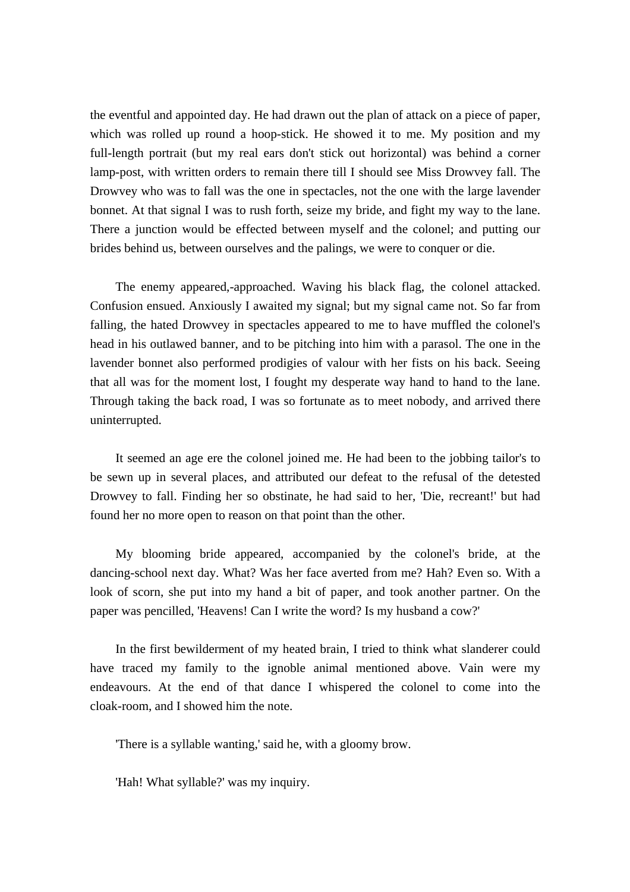the eventful and appointed day. He had drawn out the plan of attack on a piece of paper, which was rolled up round a hoop-stick. He showed it to me. My position and my full-length portrait (but my real ears don't stick out horizontal) was behind a corner lamp-post, with written orders to remain there till I should see Miss Drowvey fall. The Drowvey who was to fall was the one in spectacles, not the one with the large lavender bonnet. At that signal I was to rush forth, seize my bride, and fight my way to the lane. There a junction would be effected between myself and the colonel; and putting our brides behind us, between ourselves and the palings, we were to conquer or die.

The enemy appeared,-approached. Waving his black flag, the colonel attacked. Confusion ensued. Anxiously I awaited my signal; but my signal came not. So far from falling, the hated Drowvey in spectacles appeared to me to have muffled the colonel's head in his outlawed banner, and to be pitching into him with a parasol. The one in the lavender bonnet also performed prodigies of valour with her fists on his back. Seeing that all was for the moment lost, I fought my desperate way hand to hand to the lane. Through taking the back road, I was so fortunate as to meet nobody, and arrived there uninterrupted.

It seemed an age ere the colonel joined me. He had been to the jobbing tailor's to be sewn up in several places, and attributed our defeat to the refusal of the detested Drowvey to fall. Finding her so obstinate, he had said to her, 'Die, recreant!' but had found her no more open to reason on that point than the other.

My blooming bride appeared, accompanied by the colonel's bride, at the dancing-school next day. What? Was her face averted from me? Hah? Even so. With a look of scorn, she put into my hand a bit of paper, and took another partner. On the paper was pencilled, 'Heavens! Can I write the word? Is my husband a cow?'

In the first bewilderment of my heated brain, I tried to think what slanderer could have traced my family to the ignoble animal mentioned above. Vain were my endeavours. At the end of that dance I whispered the colonel to come into the cloak-room, and I showed him the note.

'There is a syllable wanting,' said he, with a gloomy brow.

'Hah! What syllable?' was my inquiry.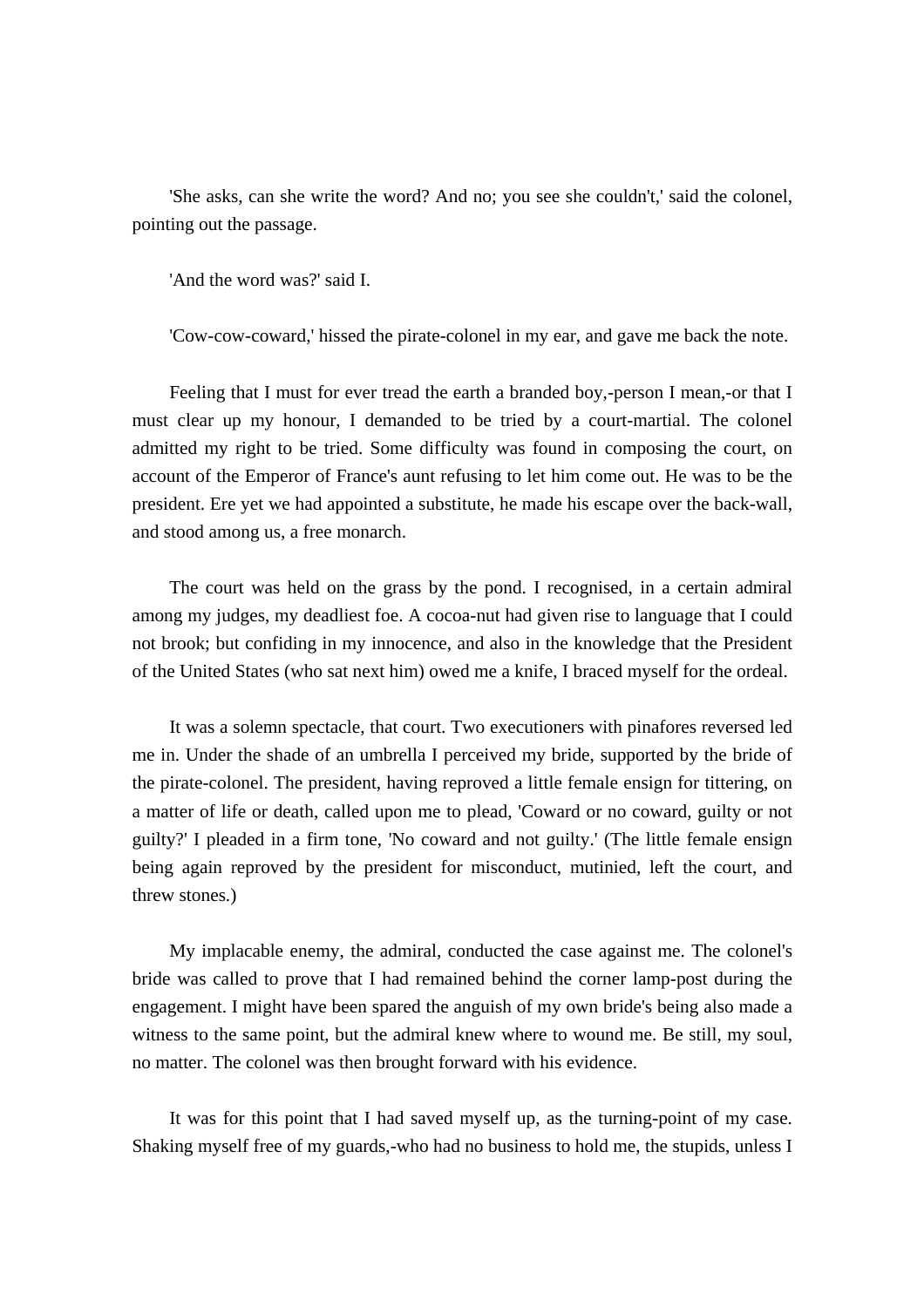'She asks, can she write the word? And no; you see she couldn't,' said the colonel, pointing out the passage.

'And the word was?' said I.

'Cow-cow-coward,' hissed the pirate-colonel in my ear, and gave me back the note.

Feeling that I must for ever tread the earth a branded boy,-person I mean,-or that I must clear up my honour, I demanded to be tried by a court-martial. The colonel admitted my right to be tried. Some difficulty was found in composing the court, on account of the Emperor of France's aunt refusing to let him come out. He was to be the president. Ere yet we had appointed a substitute, he made his escape over the back-wall, and stood among us, a free monarch.

The court was held on the grass by the pond. I recognised, in a certain admiral among my judges, my deadliest foe. A cocoa-nut had given rise to language that I could not brook; but confiding in my innocence, and also in the knowledge that the President of the United States (who sat next him) owed me a knife, I braced myself for the ordeal.

It was a solemn spectacle, that court. Two executioners with pinafores reversed led me in. Under the shade of an umbrella I perceived my bride, supported by the bride of the pirate-colonel. The president, having reproved a little female ensign for tittering, on a matter of life or death, called upon me to plead, 'Coward or no coward, guilty or not guilty?' I pleaded in a firm tone, 'No coward and not guilty.' (The little female ensign being again reproved by the president for misconduct, mutinied, left the court, and threw stones.)

My implacable enemy, the admiral, conducted the case against me. The colonel's bride was called to prove that I had remained behind the corner lamp-post during the engagement. I might have been spared the anguish of my own bride's being also made a witness to the same point, but the admiral knew where to wound me. Be still, my soul, no matter. The colonel was then brought forward with his evidence.

It was for this point that I had saved myself up, as the turning-point of my case. Shaking myself free of my guards,-who had no business to hold me, the stupids, unless I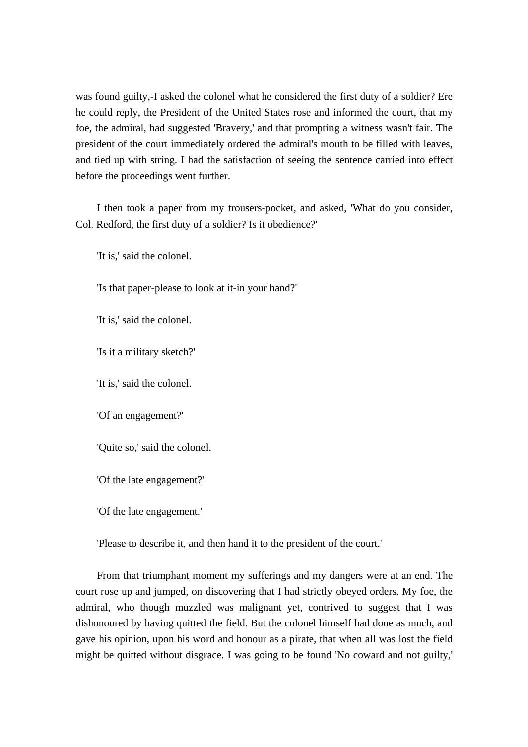was found guilty,-I asked the colonel what he considered the first duty of a soldier? Ere he could reply, the President of the United States rose and informed the court, that my foe, the admiral, had suggested 'Bravery,' and that prompting a witness wasn't fair. The president of the court immediately ordered the admiral's mouth to be filled with leaves, and tied up with string. I had the satisfaction of seeing the sentence carried into effect before the proceedings went further.

I then took a paper from my trousers-pocket, and asked, 'What do you consider, Col. Redford, the first duty of a soldier? Is it obedience?'

'It is,' said the colonel.

'Is that paper-please to look at it-in your hand?'

'It is,' said the colonel.

'Is it a military sketch?'

'It is,' said the colonel.

'Of an engagement?'

'Quite so,' said the colonel.

'Of the late engagement?'

'Of the late engagement.'

'Please to describe it, and then hand it to the president of the court.'

From that triumphant moment my sufferings and my dangers were at an end. The court rose up and jumped, on discovering that I had strictly obeyed orders. My foe, the admiral, who though muzzled was malignant yet, contrived to suggest that I was dishonoured by having quitted the field. But the colonel himself had done as much, and gave his opinion, upon his word and honour as a pirate, that when all was lost the field might be quitted without disgrace. I was going to be found 'No coward and not guilty,'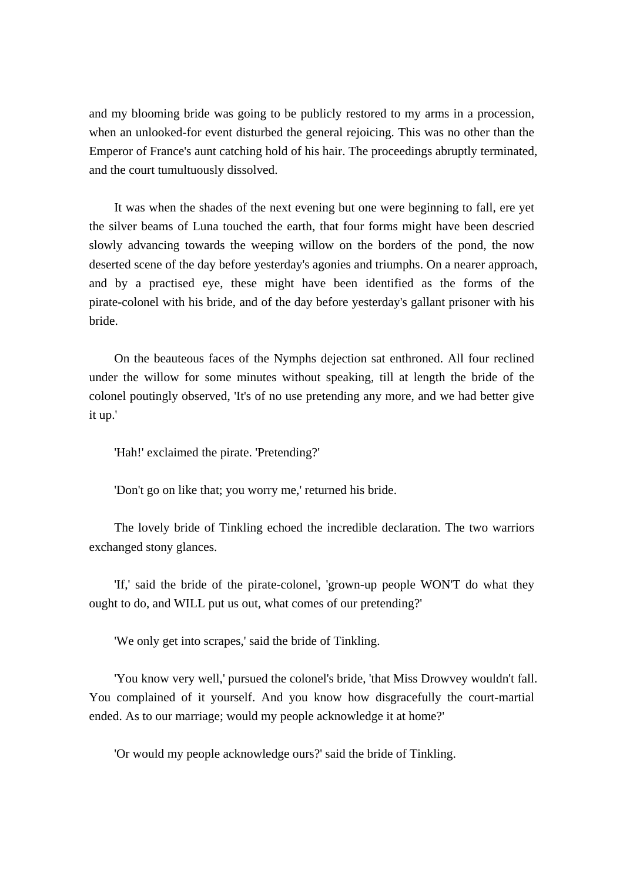and my blooming bride was going to be publicly restored to my arms in a procession, when an unlooked-for event disturbed the general rejoicing. This was no other than the Emperor of France's aunt catching hold of his hair. The proceedings abruptly terminated, and the court tumultuously dissolved.

It was when the shades of the next evening but one were beginning to fall, ere yet the silver beams of Luna touched the earth, that four forms might have been descried slowly advancing towards the weeping willow on the borders of the pond, the now deserted scene of the day before yesterday's agonies and triumphs. On a nearer approach, and by a practised eye, these might have been identified as the forms of the pirate-colonel with his bride, and of the day before yesterday's gallant prisoner with his bride.

On the beauteous faces of the Nymphs dejection sat enthroned. All four reclined under the willow for some minutes without speaking, till at length the bride of the colonel poutingly observed, 'It's of no use pretending any more, and we had better give it up.'

'Hah!' exclaimed the pirate. 'Pretending?'

'Don't go on like that; you worry me,' returned his bride.

The lovely bride of Tinkling echoed the incredible declaration. The two warriors exchanged stony glances.

'If,' said the bride of the pirate-colonel, 'grown-up people WON'T do what they ought to do, and WILL put us out, what comes of our pretending?'

'We only get into scrapes,' said the bride of Tinkling.

'You know very well,' pursued the colonel's bride, 'that Miss Drowvey wouldn't fall. You complained of it yourself. And you know how disgracefully the court-martial ended. As to our marriage; would my people acknowledge it at home?'

'Or would my people acknowledge ours?' said the bride of Tinkling.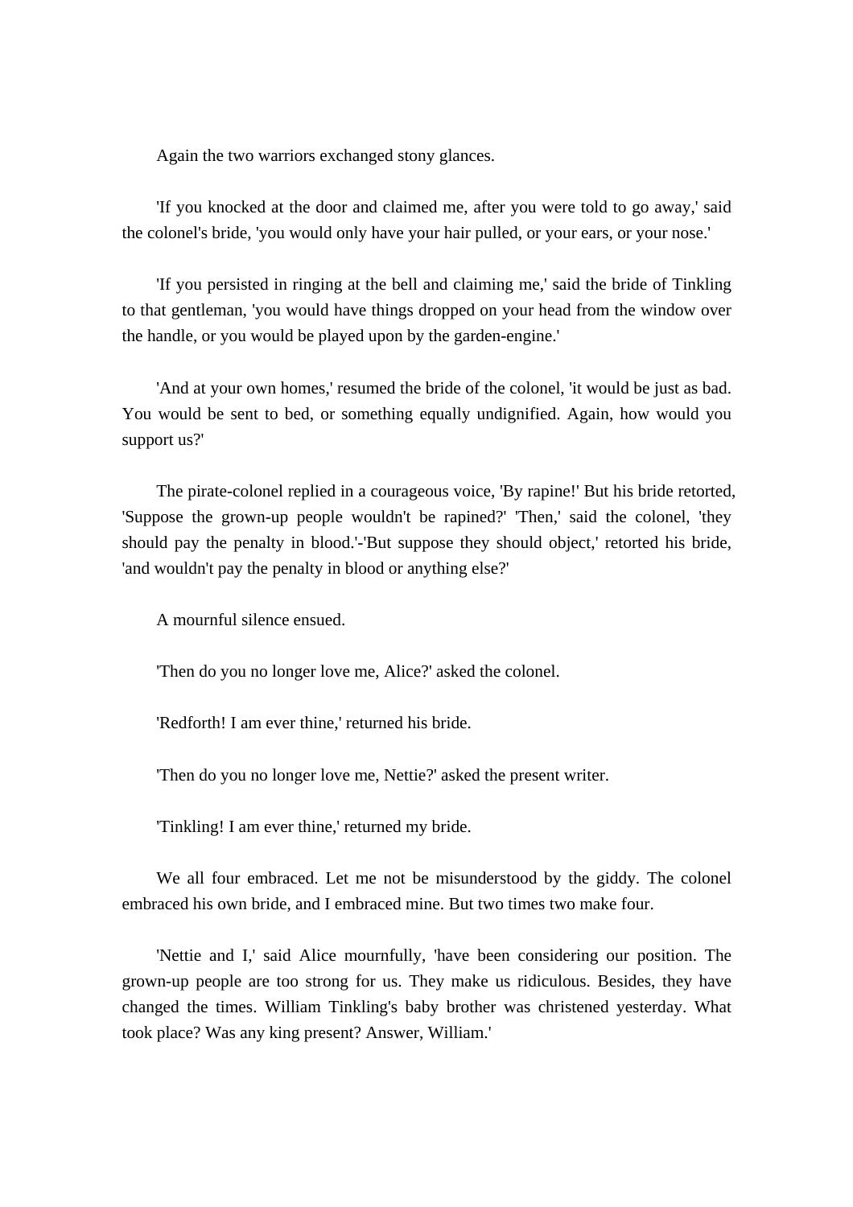Again the two warriors exchanged stony glances.

'If you knocked at the door and claimed me, after you were told to go away,' said the colonel's bride, 'you would only have your hair pulled, or your ears, or your nose.'

'If you persisted in ringing at the bell and claiming me,' said the bride of Tinkling to that gentleman, 'you would have things dropped on your head from the window over the handle, or you would be played upon by the garden-engine.'

'And at your own homes,' resumed the bride of the colonel, 'it would be just as bad. You would be sent to bed, or something equally undignified. Again, how would you support us?'

The pirate-colonel replied in a courageous voice, 'By rapine!' But his bride retorted, 'Suppose the grown-up people wouldn't be rapined?' 'Then,' said the colonel, 'they should pay the penalty in blood.'-'But suppose they should object,' retorted his bride, 'and wouldn't pay the penalty in blood or anything else?'

A mournful silence ensued.

'Then do you no longer love me, Alice?' asked the colonel.

'Redforth! I am ever thine,' returned his bride.

'Then do you no longer love me, Nettie?' asked the present writer.

'Tinkling! I am ever thine,' returned my bride.

We all four embraced. Let me not be misunderstood by the giddy. The colonel embraced his own bride, and I embraced mine. But two times two make four.

'Nettie and I,' said Alice mournfully, 'have been considering our position. The grown-up people are too strong for us. They make us ridiculous. Besides, they have changed the times. William Tinkling's baby brother was christened yesterday. What took place? Was any king present? Answer, William.'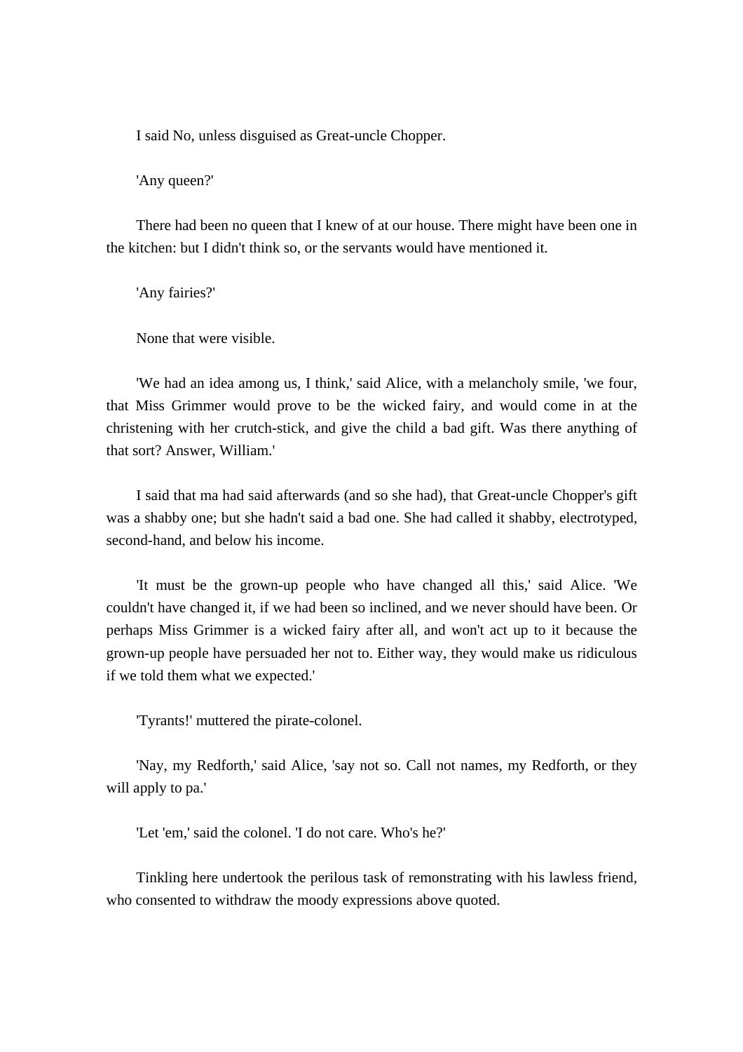I said No, unless disguised as Great-uncle Chopper.

'Any queen?'

There had been no queen that I knew of at our house. There might have been one in the kitchen: but I didn't think so, or the servants would have mentioned it.

'Any fairies?'

None that were visible.

'We had an idea among us, I think,' said Alice, with a melancholy smile, 'we four, that Miss Grimmer would prove to be the wicked fairy, and would come in at the christening with her crutch-stick, and give the child a bad gift. Was there anything of that sort? Answer, William.'

I said that ma had said afterwards (and so she had), that Great-uncle Chopper's gift was a shabby one; but she hadn't said a bad one. She had called it shabby, electrotyped, second-hand, and below his income.

'It must be the grown-up people who have changed all this,' said Alice. 'We couldn't have changed it, if we had been so inclined, and we never should have been. Or perhaps Miss Grimmer is a wicked fairy after all, and won't act up to it because the grown-up people have persuaded her not to. Either way, they would make us ridiculous if we told them what we expected.'

'Tyrants!' muttered the pirate-colonel.

'Nay, my Redforth,' said Alice, 'say not so. Call not names, my Redforth, or they will apply to pa.'

'Let 'em,' said the colonel. 'I do not care. Who's he?'

Tinkling here undertook the perilous task of remonstrating with his lawless friend, who consented to withdraw the moody expressions above quoted.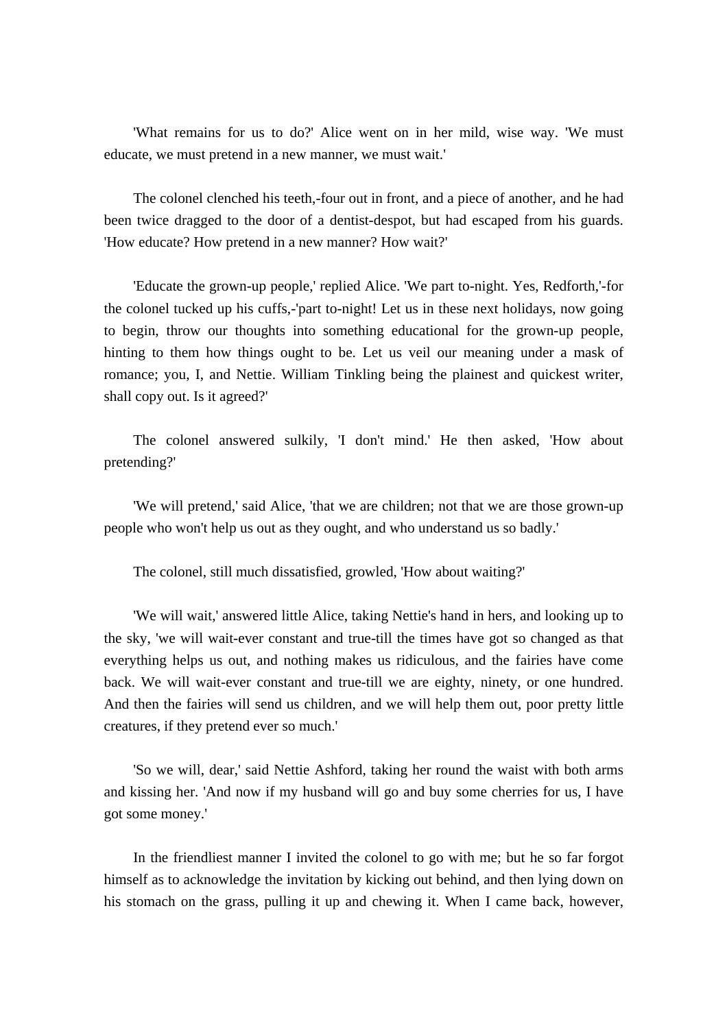'What remains for us to do?' Alice went on in her mild, wise way. 'We must educate, we must pretend in a new manner, we must wait.'

The colonel clenched his teeth,-four out in front, and a piece of another, and he had been twice dragged to the door of a dentist-despot, but had escaped from his guards. 'How educate? How pretend in a new manner? How wait?'

'Educate the grown-up people,' replied Alice. 'We part to-night. Yes, Redforth,'-for the colonel tucked up his cuffs,-'part to-night! Let us in these next holidays, now going to begin, throw our thoughts into something educational for the grown-up people, hinting to them how things ought to be. Let us veil our meaning under a mask of romance; you, I, and Nettie. William Tinkling being the plainest and quickest writer, shall copy out. Is it agreed?'

The colonel answered sulkily, 'I don't mind.' He then asked, 'How about pretending?'

'We will pretend,' said Alice, 'that we are children; not that we are those grown-up people who won't help us out as they ought, and who understand us so badly.'

The colonel, still much dissatisfied, growled, 'How about waiting?'

'We will wait,' answered little Alice, taking Nettie's hand in hers, and looking up to the sky, 'we will wait-ever constant and true-till the times have got so changed as that everything helps us out, and nothing makes us ridiculous, and the fairies have come back. We will wait-ever constant and true-till we are eighty, ninety, or one hundred. And then the fairies will send us children, and we will help them out, poor pretty little creatures, if they pretend ever so much.'

'So we will, dear,' said Nettie Ashford, taking her round the waist with both arms and kissing her. 'And now if my husband will go and buy some cherries for us, I have got some money.'

In the friendliest manner I invited the colonel to go with me; but he so far forgot himself as to acknowledge the invitation by kicking out behind, and then lying down on his stomach on the grass, pulling it up and chewing it. When I came back, however,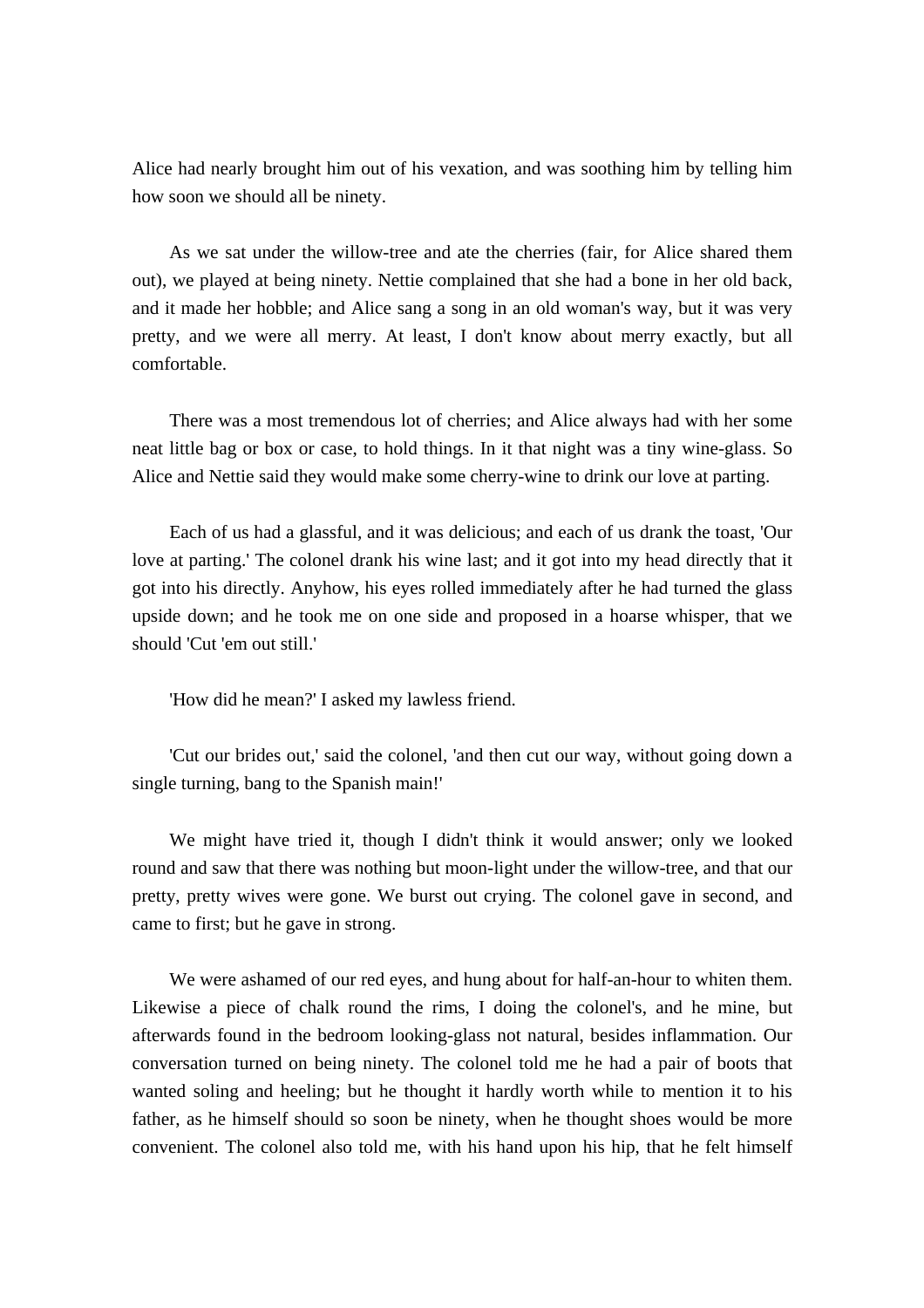Alice had nearly brought him out of his vexation, and was soothing him by telling him how soon we should all be ninety.

As we sat under the willow-tree and ate the cherries (fair, for Alice shared them out), we played at being ninety. Nettie complained that she had a bone in her old back, and it made her hobble; and Alice sang a song in an old woman's way, but it was very pretty, and we were all merry. At least, I don't know about merry exactly, but all comfortable.

There was a most tremendous lot of cherries; and Alice always had with her some neat little bag or box or case, to hold things. In it that night was a tiny wine-glass. So Alice and Nettie said they would make some cherry-wine to drink our love at parting.

Each of us had a glassful, and it was delicious; and each of us drank the toast, 'Our love at parting.' The colonel drank his wine last; and it got into my head directly that it got into his directly. Anyhow, his eyes rolled immediately after he had turned the glass upside down; and he took me on one side and proposed in a hoarse whisper, that we should 'Cut 'em out still.'

'How did he mean?' I asked my lawless friend.

'Cut our brides out,' said the colonel, 'and then cut our way, without going down a single turning, bang to the Spanish main!'

We might have tried it, though I didn't think it would answer; only we looked round and saw that there was nothing but moon-light under the willow-tree, and that our pretty, pretty wives were gone. We burst out crying. The colonel gave in second, and came to first; but he gave in strong.

We were ashamed of our red eyes, and hung about for half-an-hour to whiten them. Likewise a piece of chalk round the rims, I doing the colonel's, and he mine, but afterwards found in the bedroom looking-glass not natural, besides inflammation. Our conversation turned on being ninety. The colonel told me he had a pair of boots that wanted soling and heeling; but he thought it hardly worth while to mention it to his father, as he himself should so soon be ninety, when he thought shoes would be more convenient. The colonel also told me, with his hand upon his hip, that he felt himself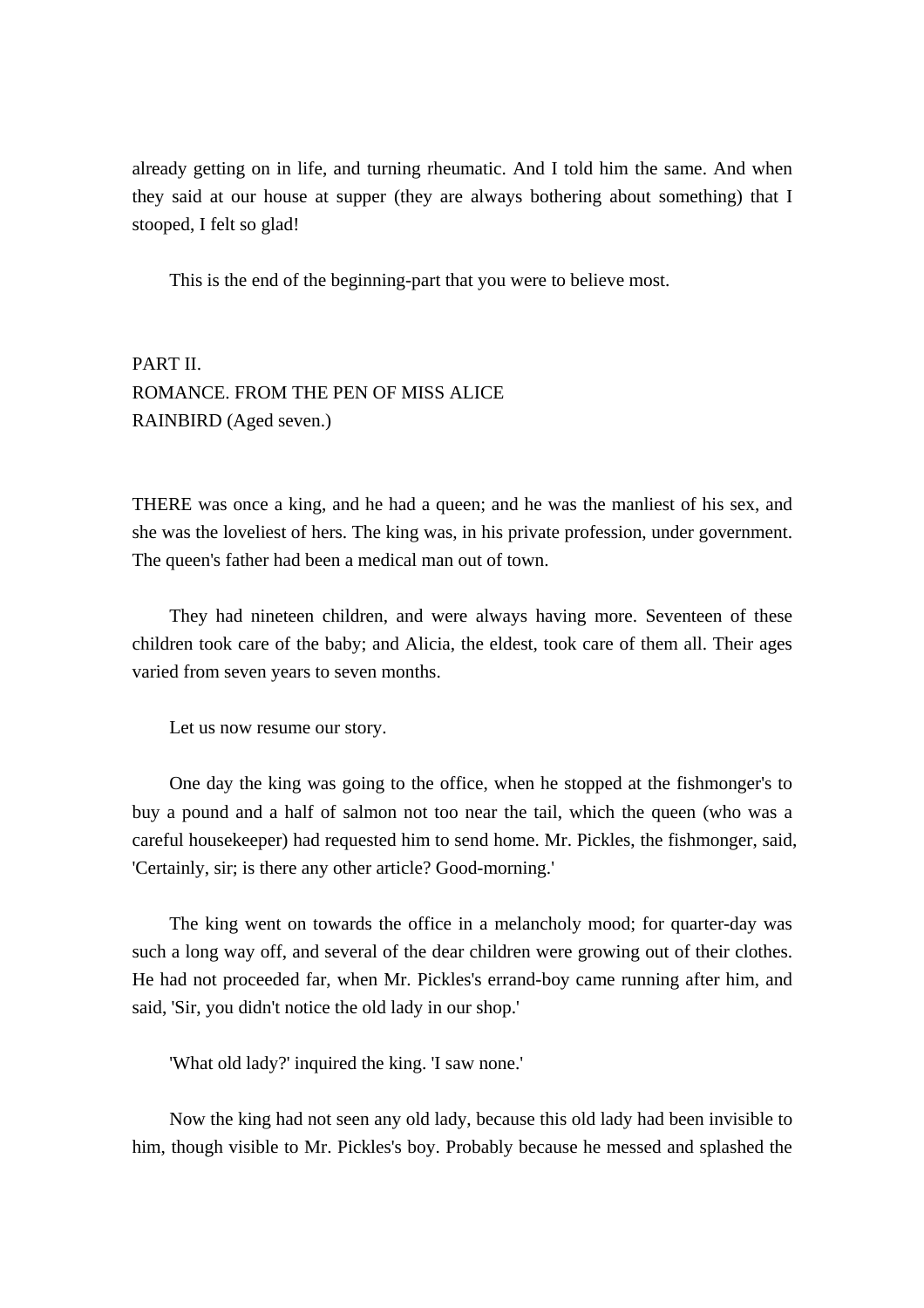already getting on in life, and turning rheumatic. And I told him the same. And when they said at our house at supper (they are always bothering about something) that I stooped, I felt so glad!

This is the end of the beginning-part that you were to believe most.

## PART II.
## ROMANCE. FROM THE PEN OF MISS ALICE RAINBIRD (Aged seven.)

THERE was once a king, and he had a queen; and he was the manliest of his sex, and she was the loveliest of hers. The king was, in his private profession, under government. The queen's father had been a medical man out of town.

They had nineteen children, and were always having more. Seventeen of these children took care of the baby; and Alicia, the eldest, took care of them all. Their ages varied from seven years to seven months.

Let us now resume our story.

One day the king was going to the office, when he stopped at the fishmonger's to buy a pound and a half of salmon not too near the tail, which the queen (who was a careful housekeeper) had requested him to send home. Mr. Pickles, the fishmonger, said, 'Certainly, sir; is there any other article? Good-morning.'

The king went on towards the office in a melancholy mood; for quarter-day was such a long way off, and several of the dear children were growing out of their clothes. He had not proceeded far, when Mr. Pickles's errand-boy came running after him, and said, 'Sir, you didn't notice the old lady in our shop.'

'What old lady?' inquired the king. 'I saw none.'

Now the king had not seen any old lady, because this old lady had been invisible to him, though visible to Mr. Pickles's boy. Probably because he messed and splashed the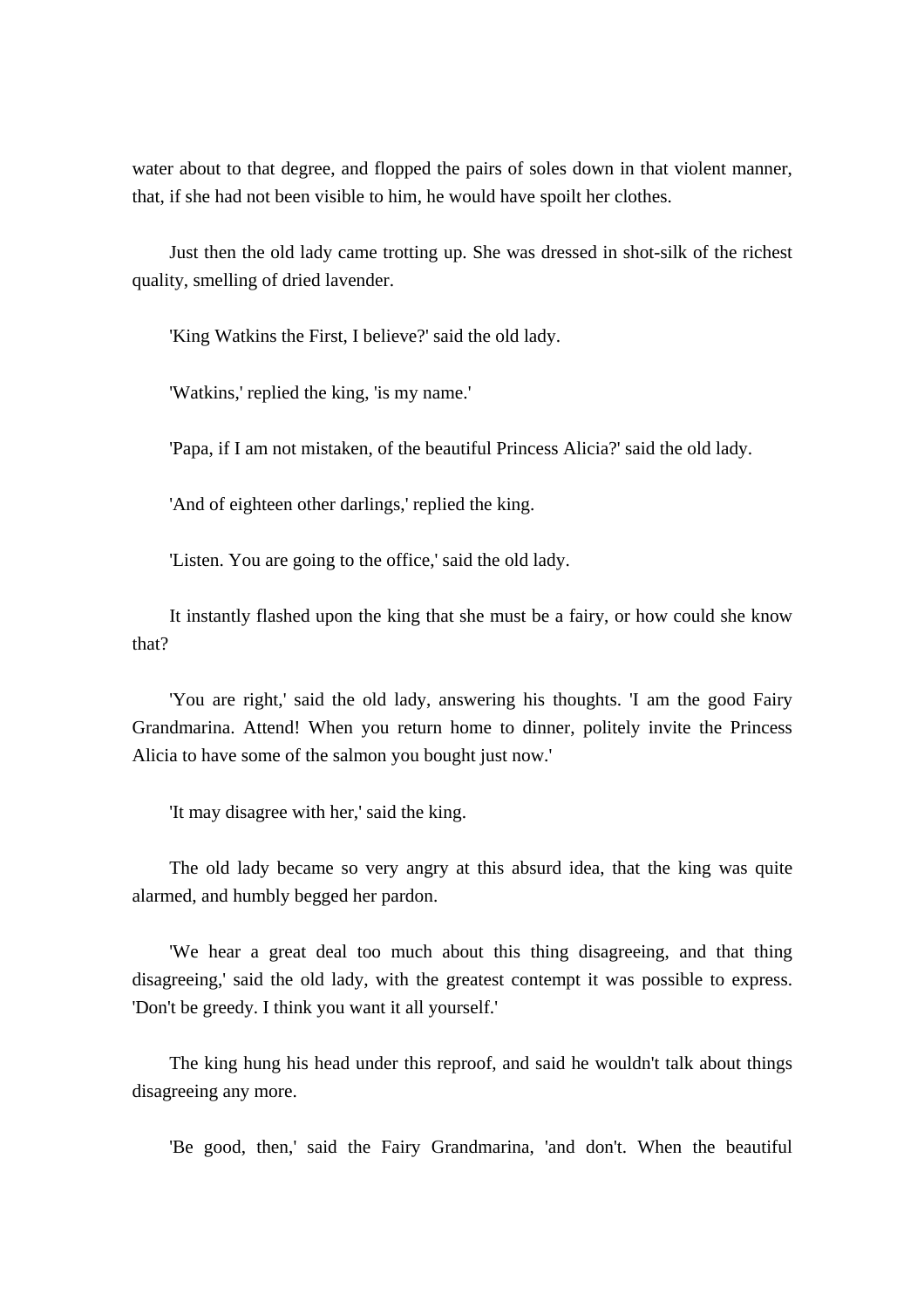water about to that degree, and flopped the pairs of soles down in that violent manner, that, if she had not been visible to him, he would have spoilt her clothes.

Just then the old lady came trotting up. She was dressed in shot-silk of the richest quality, smelling of dried lavender.

'King Watkins the First, I believe?' said the old lady.

'Watkins,' replied the king, 'is my name.'

'Papa, if I am not mistaken, of the beautiful Princess Alicia?' said the old lady.

'And of eighteen other darlings,' replied the king.

'Listen. You are going to the office,' said the old lady.

It instantly flashed upon the king that she must be a fairy, or how could she know that?

'You are right,' said the old lady, answering his thoughts. 'I am the good Fairy Grandmarina. Attend! When you return home to dinner, politely invite the Princess Alicia to have some of the salmon you bought just now.'

'It may disagree with her,' said the king.

The old lady became so very angry at this absurd idea, that the king was quite alarmed, and humbly begged her pardon.

'We hear a great deal too much about this thing disagreeing, and that thing disagreeing,' said the old lady, with the greatest contempt it was possible to express. 'Don't be greedy. I think you want it all yourself.'

The king hung his head under this reproof, and said he wouldn't talk about things disagreeing any more.

'Be good, then,' said the Fairy Grandmarina, 'and don't. When the beautiful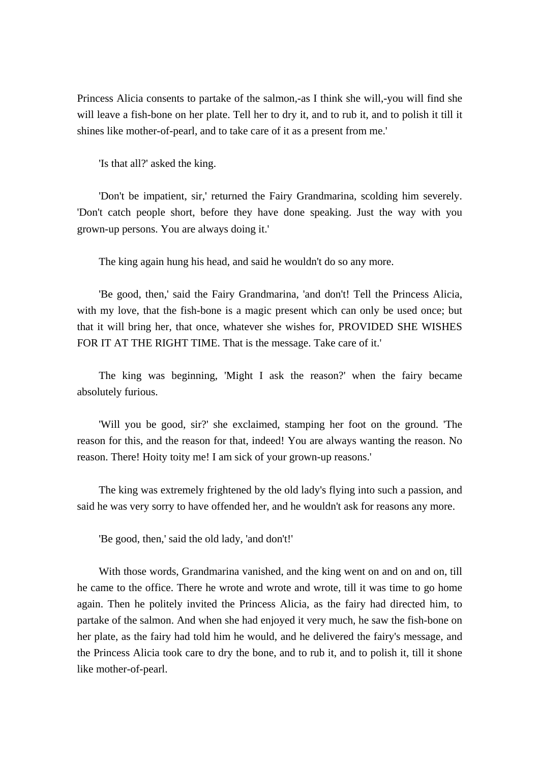Princess Alicia consents to partake of the salmon,-as I think she will,-you will find she will leave a fish-bone on her plate. Tell her to dry it, and to rub it, and to polish it till it shines like mother-of-pearl, and to take care of it as a present from me.'

'Is that all?' asked the king.

'Don't be impatient, sir,' returned the Fairy Grandmarina, scolding him severely. 'Don't catch people short, before they have done speaking. Just the way with you grown-up persons. You are always doing it.'

The king again hung his head, and said he wouldn't do so any more.

'Be good, then,' said the Fairy Grandmarina, 'and don't! Tell the Princess Alicia, with my love, that the fish-bone is a magic present which can only be used once; but that it will bring her, that once, whatever she wishes for, PROVIDED SHE WISHES FOR IT AT THE RIGHT TIME. That is the message. Take care of it.'

The king was beginning, 'Might I ask the reason?' when the fairy became absolutely furious.

'Will you be good, sir?' she exclaimed, stamping her foot on the ground. 'The reason for this, and the reason for that, indeed! You are always wanting the reason. No reason. There! Hoity toity me! I am sick of your grown-up reasons.'

The king was extremely frightened by the old lady's flying into such a passion, and said he was very sorry to have offended her, and he wouldn't ask for reasons any more.

'Be good, then,' said the old lady, 'and don't!'

With those words, Grandmarina vanished, and the king went on and on and on, till he came to the office. There he wrote and wrote and wrote, till it was time to go home again. Then he politely invited the Princess Alicia, as the fairy had directed him, to partake of the salmon. And when she had enjoyed it very much, he saw the fish-bone on her plate, as the fairy had told him he would, and he delivered the fairy's message, and the Princess Alicia took care to dry the bone, and to rub it, and to polish it, till it shone like mother-of-pearl.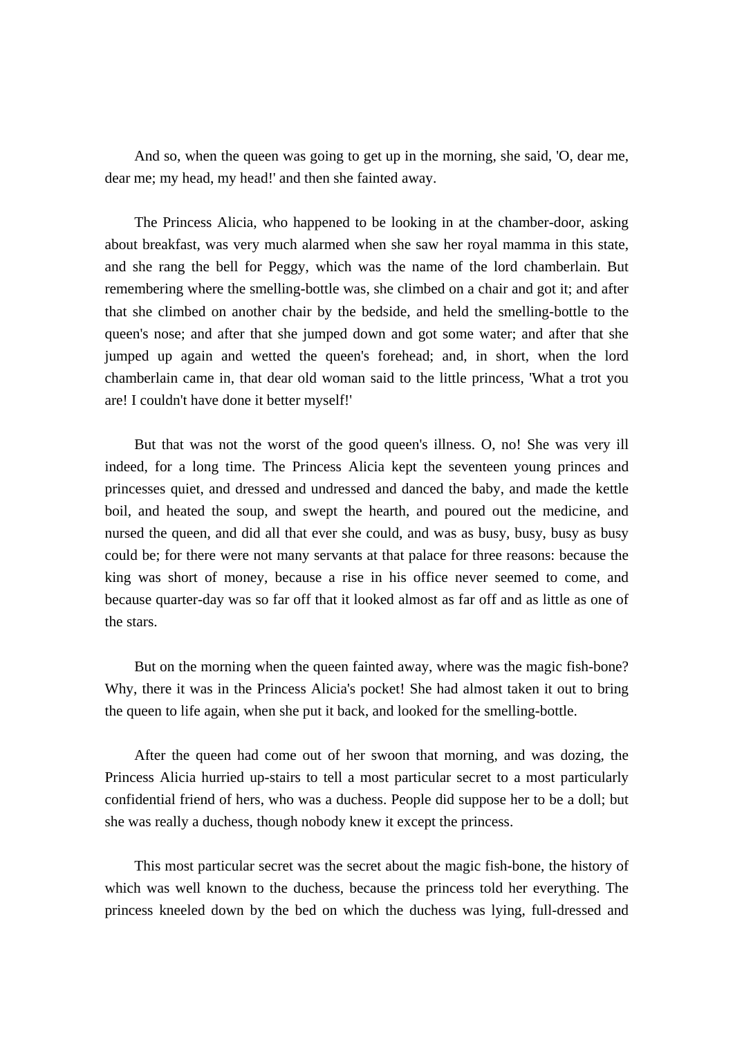And so, when the queen was going to get up in the morning, she said, 'O, dear me, dear me; my head, my head!' and then she fainted away.

The Princess Alicia, who happened to be looking in at the chamber-door, asking about breakfast, was very much alarmed when she saw her royal mamma in this state, and she rang the bell for Peggy, which was the name of the lord chamberlain. But remembering where the smelling-bottle was, she climbed on a chair and got it; and after that she climbed on another chair by the bedside, and held the smelling-bottle to the queen's nose; and after that she jumped down and got some water; and after that she jumped up again and wetted the queen's forehead; and, in short, when the lord chamberlain came in, that dear old woman said to the little princess, 'What a trot you are! I couldn't have done it better myself!'

But that was not the worst of the good queen's illness. O, no! She was very ill indeed, for a long time. The Princess Alicia kept the seventeen young princes and princesses quiet, and dressed and undressed and danced the baby, and made the kettle boil, and heated the soup, and swept the hearth, and poured out the medicine, and nursed the queen, and did all that ever she could, and was as busy, busy, busy as busy could be; for there were not many servants at that palace for three reasons: because the king was short of money, because a rise in his office never seemed to come, and because quarter-day was so far off that it looked almost as far off and as little as one of the stars.

But on the morning when the queen fainted away, where was the magic fish-bone? Why, there it was in the Princess Alicia's pocket! She had almost taken it out to bring the queen to life again, when she put it back, and looked for the smelling-bottle.

After the queen had come out of her swoon that morning, and was dozing, the Princess Alicia hurried up-stairs to tell a most particular secret to a most particularly confidential friend of hers, who was a duchess. People did suppose her to be a doll; but she was really a duchess, though nobody knew it except the princess.

This most particular secret was the secret about the magic fish-bone, the history of which was well known to the duchess, because the princess told her everything. The princess kneeled down by the bed on which the duchess was lying, full-dressed and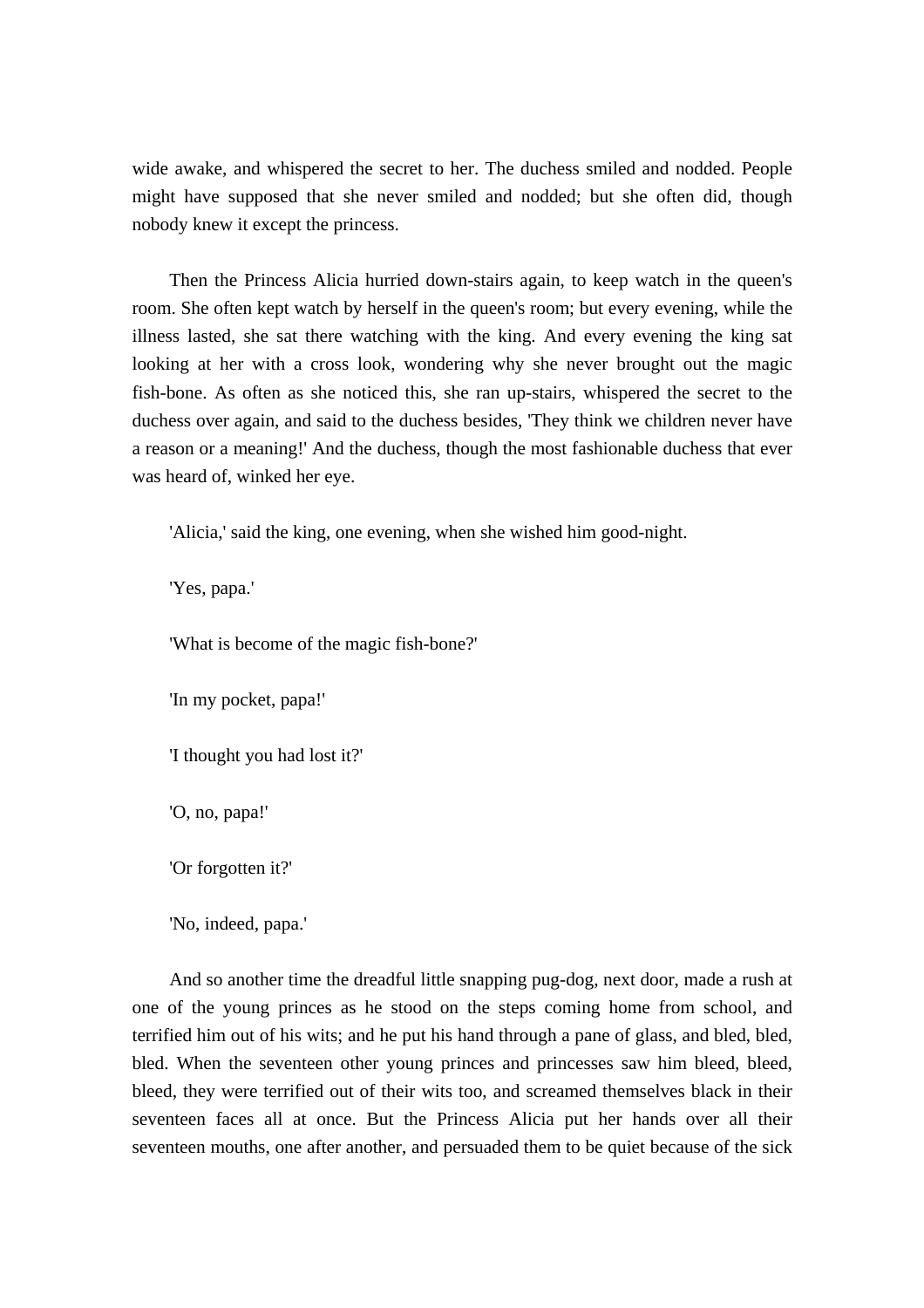wide awake, and whispered the secret to her. The duchess smiled and nodded. People might have supposed that she never smiled and nodded; but she often did, though nobody knew it except the princess.

Then the Princess Alicia hurried down-stairs again, to keep watch in the queen's room. She often kept watch by herself in the queen's room; but every evening, while the illness lasted, she sat there watching with the king. And every evening the king sat looking at her with a cross look, wondering why she never brought out the magic fish-bone. As often as she noticed this, she ran up-stairs, whispered the secret to the duchess over again, and said to the duchess besides, 'They think we children never have a reason or a meaning!' And the duchess, though the most fashionable duchess that ever was heard of, winked her eye.

'Alicia,' said the king, one evening, when she wished him good-night.

'Yes, papa.'

'What is become of the magic fish-bone?'

'In my pocket, papa!'

'I thought you had lost it?'

'O, no, papa!'

'Or forgotten it?'

'No, indeed, papa.'

And so another time the dreadful little snapping pug-dog, next door, made a rush at one of the young princes as he stood on the steps coming home from school, and terrified him out of his wits; and he put his hand through a pane of glass, and bled, bled, bled. When the seventeen other young princes and princesses saw him bleed, bleed, bleed, they were terrified out of their wits too, and screamed themselves black in their seventeen faces all at once. But the Princess Alicia put her hands over all their seventeen mouths, one after another, and persuaded them to be quiet because of the sick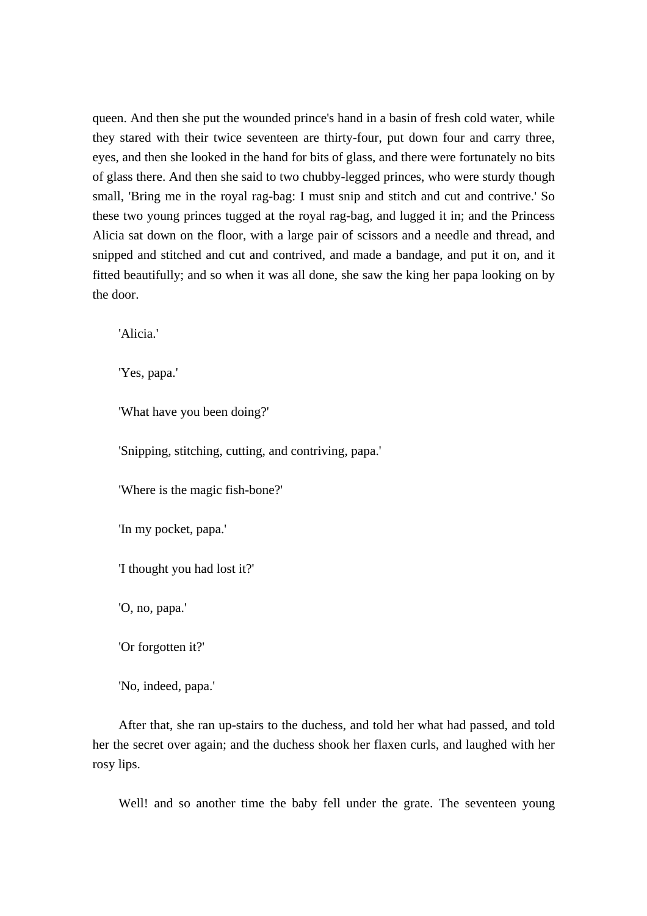queen. And then she put the wounded prince's hand in a basin of fresh cold water, while they stared with their twice seventeen are thirty-four, put down four and carry three, eyes, and then she looked in the hand for bits of glass, and there were fortunately no bits of glass there. And then she said to two chubby-legged princes, who were sturdy though small, 'Bring me in the royal rag-bag: I must snip and stitch and cut and contrive.' So these two young princes tugged at the royal rag-bag, and lugged it in; and the Princess Alicia sat down on the floor, with a large pair of scissors and a needle and thread, and snipped and stitched and cut and contrived, and made a bandage, and put it on, and it fitted beautifully; and so when it was all done, she saw the king her papa looking on by the door.

'Alicia.'

'Yes, papa.'

'What have you been doing?'

'Snipping, stitching, cutting, and contriving, papa.'

'Where is the magic fish-bone?'

'In my pocket, papa.'

'I thought you had lost it?'

'O, no, papa.'

'Or forgotten it?'

'No, indeed, papa.'

After that, she ran up-stairs to the duchess, and told her what had passed, and told her the secret over again; and the duchess shook her flaxen curls, and laughed with her rosy lips.

Well! and so another time the baby fell under the grate. The seventeen young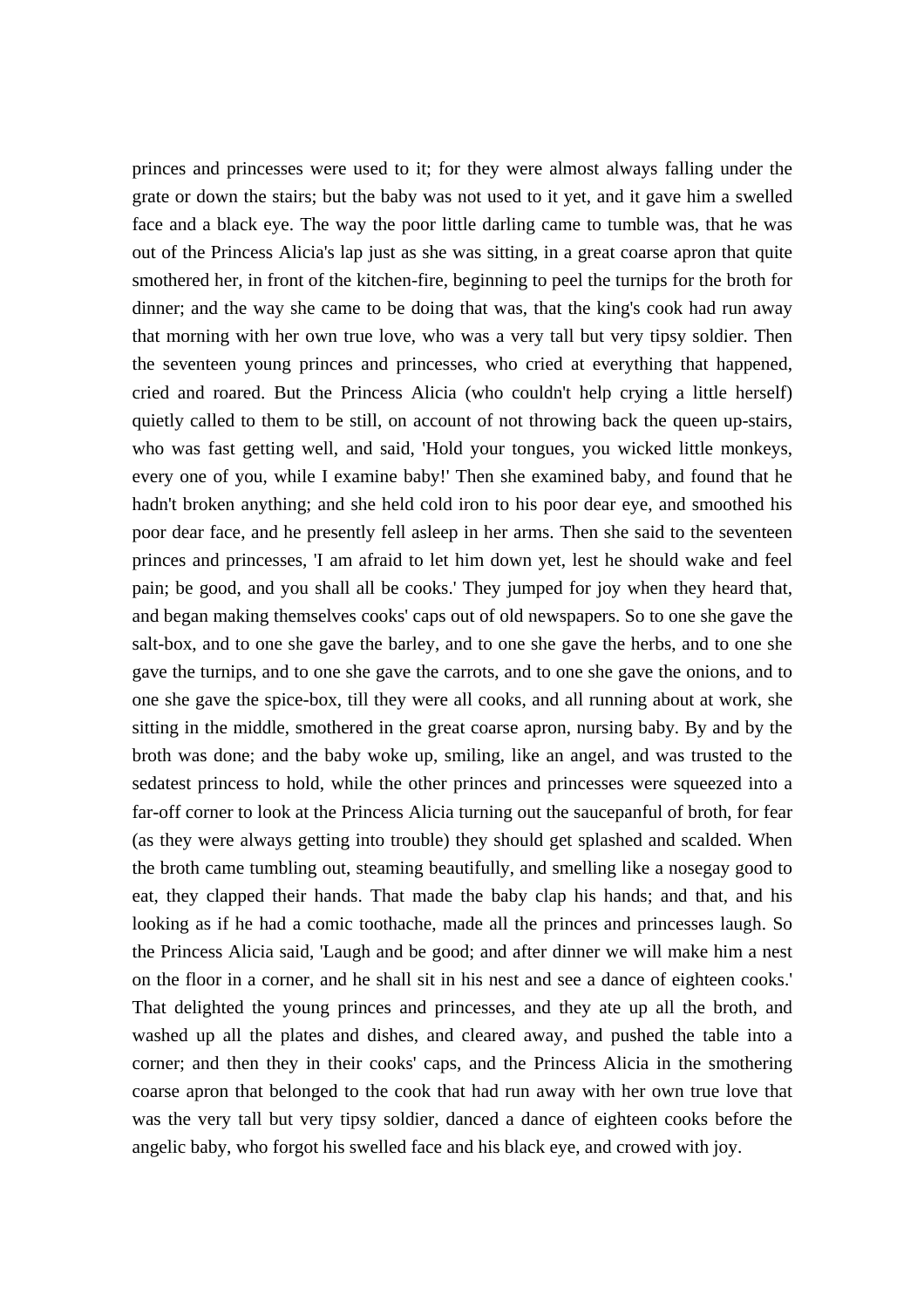princes and princesses were used to it; for they were almost always falling under the grate or down the stairs; but the baby was not used to it yet, and it gave him a swelled face and a black eye. The way the poor little darling came to tumble was, that he was out of the Princess Alicia's lap just as she was sitting, in a great coarse apron that quite smothered her, in front of the kitchen-fire, beginning to peel the turnips for the broth for dinner; and the way she came to be doing that was, that the king's cook had run away that morning with her own true love, who was a very tall but very tipsy soldier. Then the seventeen young princes and princesses, who cried at everything that happened, cried and roared. But the Princess Alicia (who couldn't help crying a little herself) quietly called to them to be still, on account of not throwing back the queen up-stairs, who was fast getting well, and said, 'Hold your tongues, you wicked little monkeys, every one of you, while I examine baby!' Then she examined baby, and found that he hadn't broken anything; and she held cold iron to his poor dear eye, and smoothed his poor dear face, and he presently fell asleep in her arms. Then she said to the seventeen princes and princesses, 'I am afraid to let him down yet, lest he should wake and feel pain; be good, and you shall all be cooks.' They jumped for joy when they heard that, and began making themselves cooks' caps out of old newspapers. So to one she gave the salt-box, and to one she gave the barley, and to one she gave the herbs, and to one she gave the turnips, and to one she gave the carrots, and to one she gave the onions, and to one she gave the spice-box, till they were all cooks, and all running about at work, she sitting in the middle, smothered in the great coarse apron, nursing baby. By and by the broth was done; and the baby woke up, smiling, like an angel, and was trusted to the sedatest princess to hold, while the other princes and princesses were squeezed into a far-off corner to look at the Princess Alicia turning out the saucepanful of broth, for fear (as they were always getting into trouble) they should get splashed and scalded. When the broth came tumbling out, steaming beautifully, and smelling like a nosegay good to eat, they clapped their hands. That made the baby clap his hands; and that, and his looking as if he had a comic toothache, made all the princes and princesses laugh. So the Princess Alicia said, 'Laugh and be good; and after dinner we will make him a nest on the floor in a corner, and he shall sit in his nest and see a dance of eighteen cooks.' That delighted the young princes and princesses, and they ate up all the broth, and washed up all the plates and dishes, and cleared away, and pushed the table into a corner; and then they in their cooks' caps, and the Princess Alicia in the smothering coarse apron that belonged to the cook that had run away with her own true love that was the very tall but very tipsy soldier, danced a dance of eighteen cooks before the angelic baby, who forgot his swelled face and his black eye, and crowed with joy.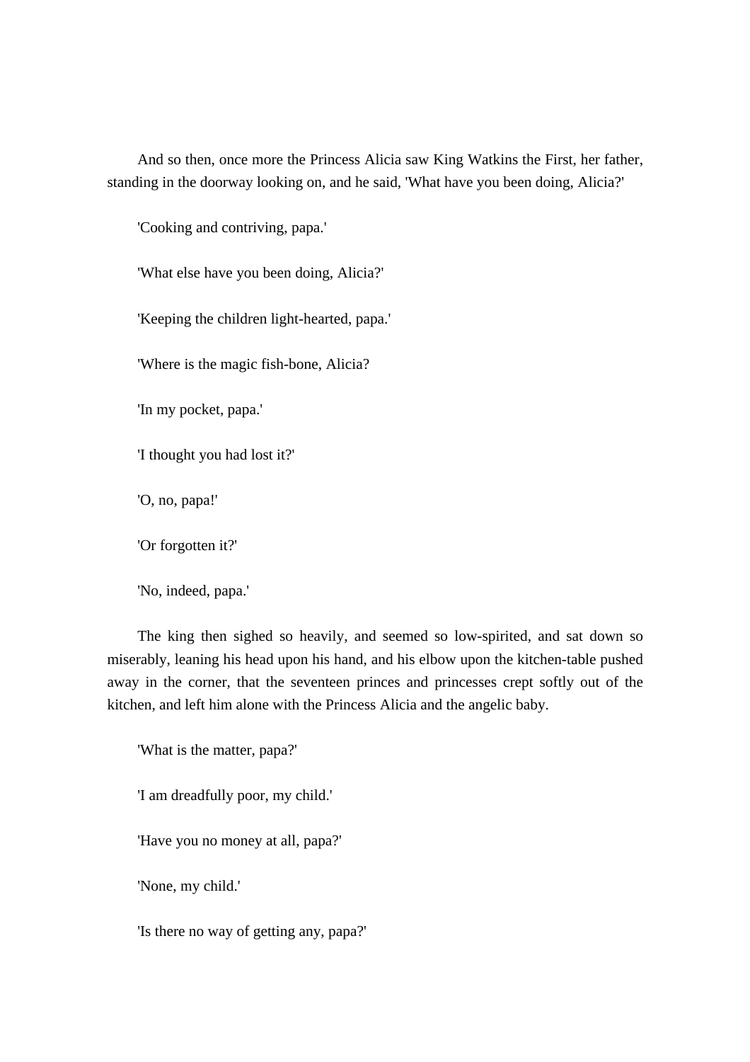And so then, once more the Princess Alicia saw King Watkins the First, her father, standing in the doorway looking on, and he said, 'What have you been doing, Alicia?'

'Cooking and contriving, papa.'

'What else have you been doing, Alicia?'

'Keeping the children light-hearted, papa.'

'Where is the magic fish-bone, Alicia?

'In my pocket, papa.'

'I thought you had lost it?'

'O, no, papa!'

'Or forgotten it?'

'No, indeed, papa.'

The king then sighed so heavily, and seemed so low-spirited, and sat down so miserably, leaning his head upon his hand, and his elbow upon the kitchen-table pushed away in the corner, that the seventeen princes and princesses crept softly out of the kitchen, and left him alone with the Princess Alicia and the angelic baby.

'What is the matter, papa?'

'I am dreadfully poor, my child.'

'Have you no money at all, papa?'

'None, my child.'

'Is there no way of getting any, papa?'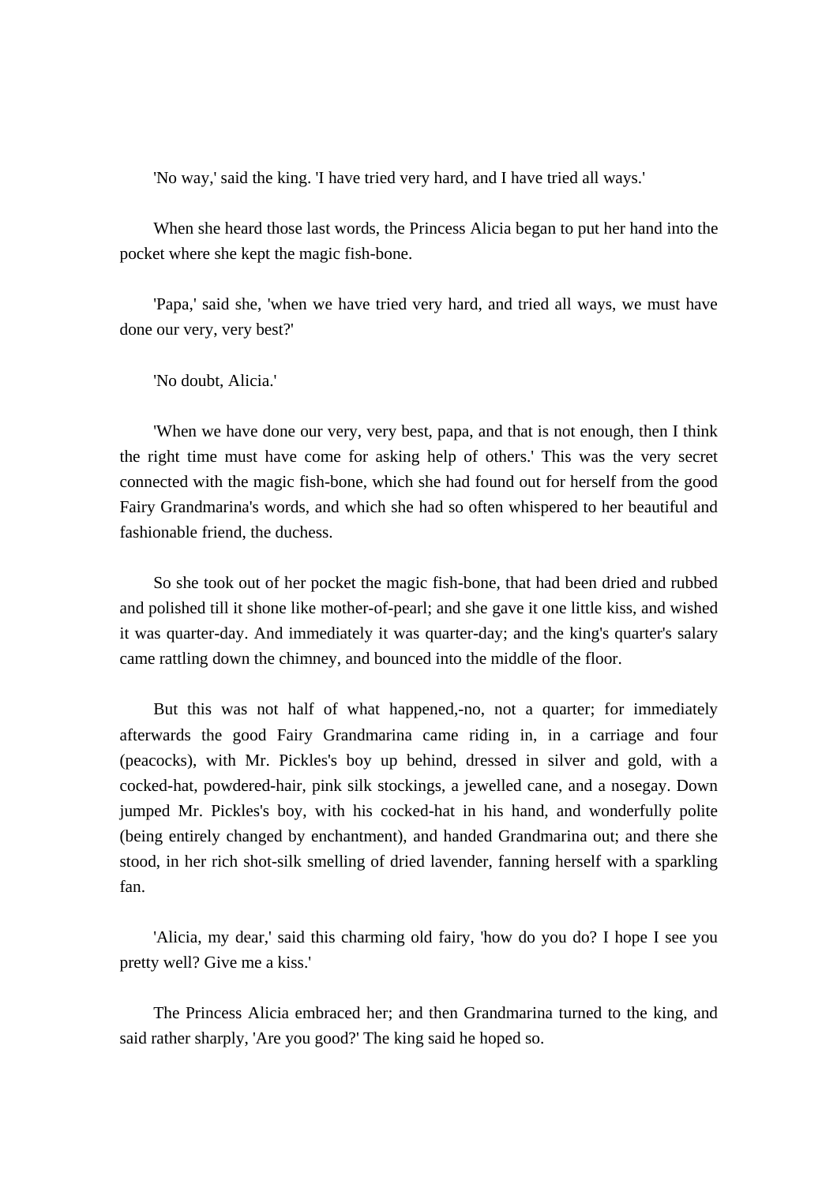'No way,' said the king. 'I have tried very hard, and I have tried all ways.'

When she heard those last words, the Princess Alicia began to put her hand into the pocket where she kept the magic fish-bone.

'Papa,' said she, 'when we have tried very hard, and tried all ways, we must have done our very, very best?'

'No doubt, Alicia.'

'When we have done our very, very best, papa, and that is not enough, then I think the right time must have come for asking help of others.' This was the very secret connected with the magic fish-bone, which she had found out for herself from the good Fairy Grandmarina's words, and which she had so often whispered to her beautiful and fashionable friend, the duchess.

So she took out of her pocket the magic fish-bone, that had been dried and rubbed and polished till it shone like mother-of-pearl; and she gave it one little kiss, and wished it was quarter-day. And immediately it was quarter-day; and the king's quarter's salary came rattling down the chimney, and bounced into the middle of the floor.

But this was not half of what happened,-no, not a quarter; for immediately afterwards the good Fairy Grandmarina came riding in, in a carriage and four (peacocks), with Mr. Pickles's boy up behind, dressed in silver and gold, with a cocked-hat, powdered-hair, pink silk stockings, a jewelled cane, and a nosegay. Down jumped Mr. Pickles's boy, with his cocked-hat in his hand, and wonderfully polite (being entirely changed by enchantment), and handed Grandmarina out; and there she stood, in her rich shot-silk smelling of dried lavender, fanning herself with a sparkling fan.

'Alicia, my dear,' said this charming old fairy, 'how do you do? I hope I see you pretty well? Give me a kiss.'

The Princess Alicia embraced her; and then Grandmarina turned to the king, and said rather sharply, 'Are you good?' The king said he hoped so.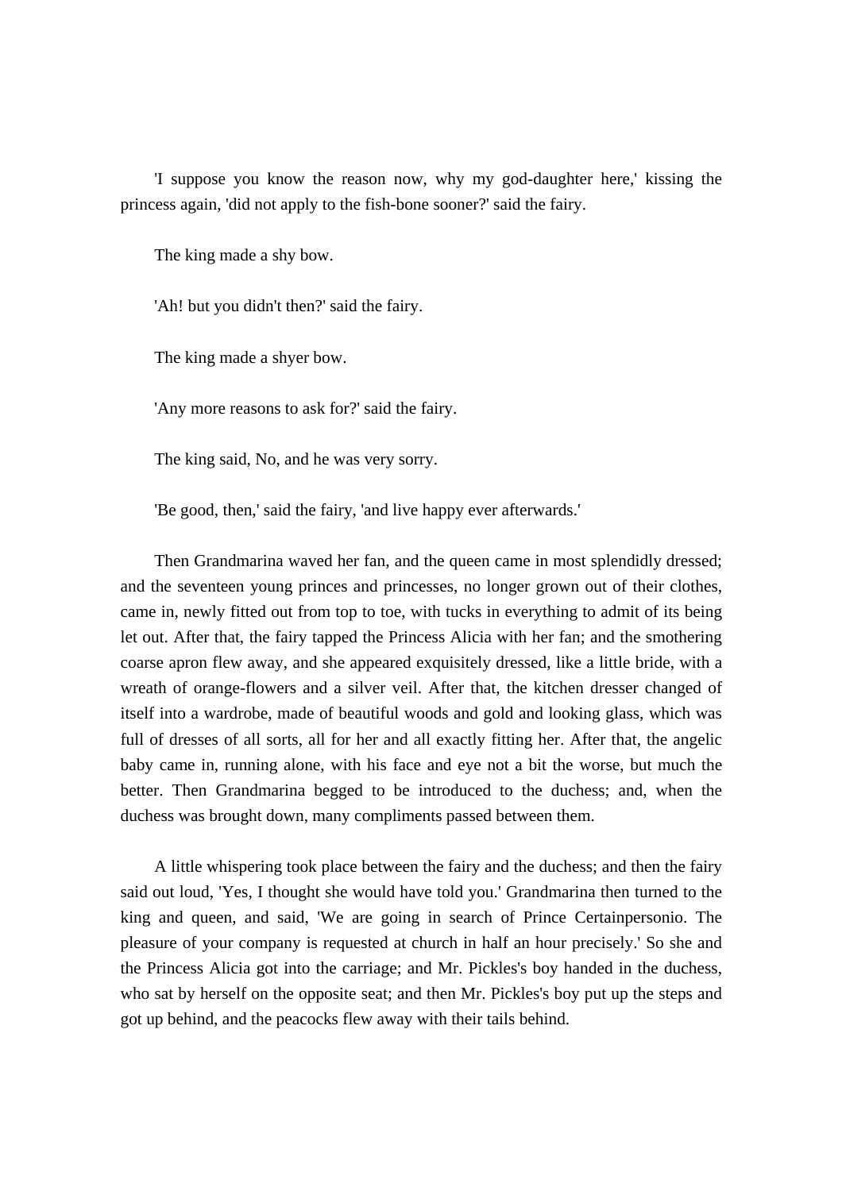'I suppose you know the reason now, why my god-daughter here,' kissing the princess again, 'did not apply to the fish-bone sooner?' said the fairy.

The king made a shy bow.

'Ah! but you didn't then?' said the fairy.

The king made a shyer bow.

'Any more reasons to ask for?' said the fairy.

The king said, No, and he was very sorry.

'Be good, then,' said the fairy, 'and live happy ever afterwards.'

Then Grandmarina waved her fan, and the queen came in most splendidly dressed; and the seventeen young princes and princesses, no longer grown out of their clothes, came in, newly fitted out from top to toe, with tucks in everything to admit of its being let out. After that, the fairy tapped the Princess Alicia with her fan; and the smothering coarse apron flew away, and she appeared exquisitely dressed, like a little bride, with a wreath of orange-flowers and a silver veil. After that, the kitchen dresser changed of itself into a wardrobe, made of beautiful woods and gold and looking glass, which was full of dresses of all sorts, all for her and all exactly fitting her. After that, the angelic baby came in, running alone, with his face and eye not a bit the worse, but much the better. Then Grandmarina begged to be introduced to the duchess; and, when the duchess was brought down, many compliments passed between them.

A little whispering took place between the fairy and the duchess; and then the fairy said out loud, 'Yes, I thought she would have told you.' Grandmarina then turned to the king and queen, and said, 'We are going in search of Prince Certainpersonio. The pleasure of your company is requested at church in half an hour precisely.' So she and the Princess Alicia got into the carriage; and Mr. Pickles's boy handed in the duchess, who sat by herself on the opposite seat; and then Mr. Pickles's boy put up the steps and got up behind, and the peacocks flew away with their tails behind.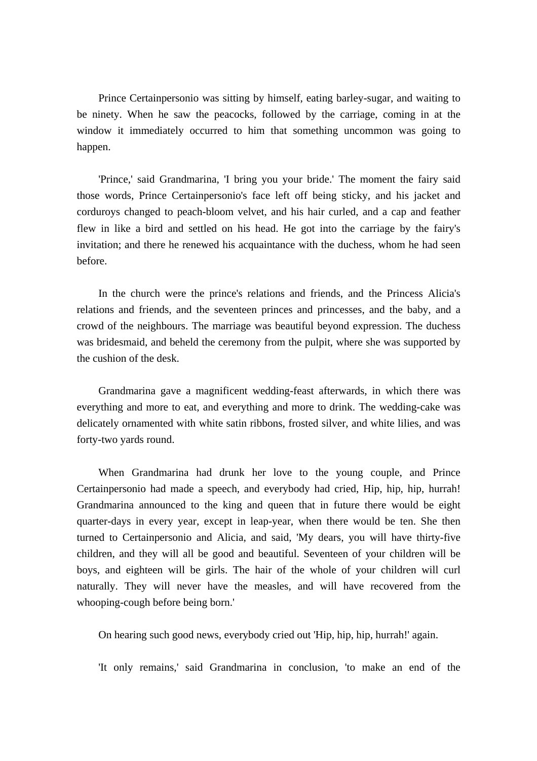Prince Certainpersonio was sitting by himself, eating barley-sugar, and waiting to be ninety. When he saw the peacocks, followed by the carriage, coming in at the window it immediately occurred to him that something uncommon was going to happen.

'Prince,' said Grandmarina, 'I bring you your bride.' The moment the fairy said those words, Prince Certainpersonio's face left off being sticky, and his jacket and corduroys changed to peach-bloom velvet, and his hair curled, and a cap and feather flew in like a bird and settled on his head. He got into the carriage by the fairy's invitation; and there he renewed his acquaintance with the duchess, whom he had seen before.

In the church were the prince's relations and friends, and the Princess Alicia's relations and friends, and the seventeen princes and princesses, and the baby, and a crowd of the neighbours. The marriage was beautiful beyond expression. The duchess was bridesmaid, and beheld the ceremony from the pulpit, where she was supported by the cushion of the desk.

Grandmarina gave a magnificent wedding-feast afterwards, in which there was everything and more to eat, and everything and more to drink. The wedding-cake was delicately ornamented with white satin ribbons, frosted silver, and white lilies, and was forty-two yards round.

When Grandmarina had drunk her love to the young couple, and Prince Certainpersonio had made a speech, and everybody had cried, Hip, hip, hip, hurrah! Grandmarina announced to the king and queen that in future there would be eight quarter-days in every year, except in leap-year, when there would be ten. She then turned to Certainpersonio and Alicia, and said, 'My dears, you will have thirty-five children, and they will all be good and beautiful. Seventeen of your children will be boys, and eighteen will be girls. The hair of the whole of your children will curl naturally. They will never have the measles, and will have recovered from the whooping-cough before being born.'

On hearing such good news, everybody cried out 'Hip, hip, hip, hurrah!' again.

'It only remains,' said Grandmarina in conclusion, 'to make an end of the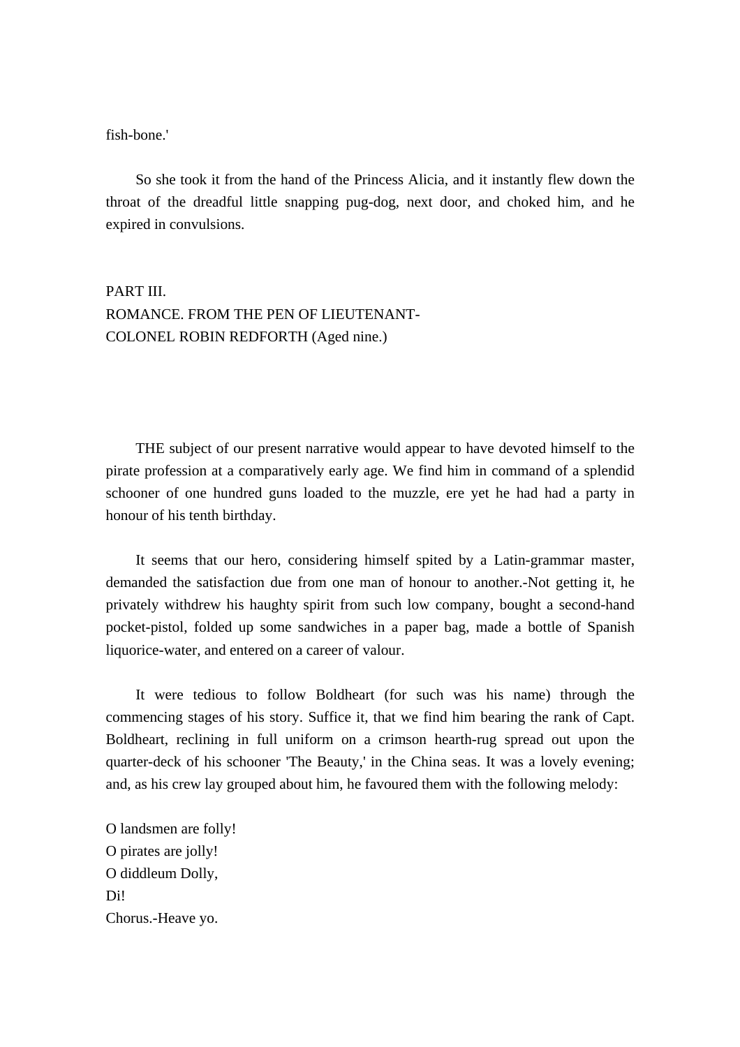fish-bone.'

So she took it from the hand of the Princess Alicia, and it instantly flew down the throat of the dreadful little snapping pug-dog, next door, and choked him, and he expired in convulsions.

## PART III.
## ROMANCE. FROM THE PEN OF LIEUTENANT-COLONEL ROBIN REDFORTH (Aged nine.)

THE subject of our present narrative would appear to have devoted himself to the pirate profession at a comparatively early age. We find him in command of a splendid schooner of one hundred guns loaded to the muzzle, ere yet he had had a party in honour of his tenth birthday.

It seems that our hero, considering himself spited by a Latin-grammar master, demanded the satisfaction due from one man of honour to another.-Not getting it, he privately withdrew his haughty spirit from such low company, bought a second-hand pocket-pistol, folded up some sandwiches in a paper bag, made a bottle of Spanish liquorice-water, and entered on a career of valour.

It were tedious to follow Boldheart (for such was his name) through the commencing stages of his story. Suffice it, that we find him bearing the rank of Capt. Boldheart, reclining in full uniform on a crimson hearth-rug spread out upon the quarter-deck of his schooner 'The Beauty,' in the China seas. It was a lovely evening; and, as his crew lay grouped about him, he favoured them with the following melody:

O landsmen are folly!  
O pirates are jolly!  
O diddleum Dolly,  
Di!  
Chorus.-Heave yo.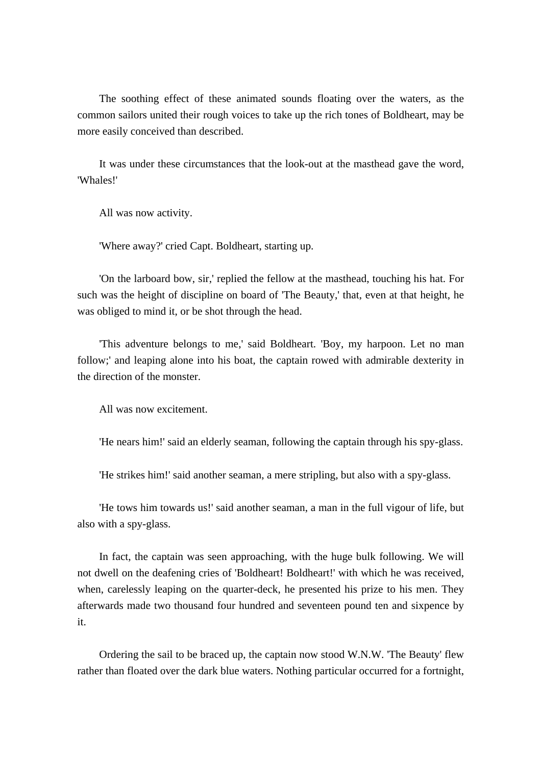The soothing effect of these animated sounds floating over the waters, as the common sailors united their rough voices to take up the rich tones of Boldheart, may be more easily conceived than described.

It was under these circumstances that the look-out at the masthead gave the word, 'Whales!'

All was now activity.

'Where away?' cried Capt. Boldheart, starting up.

'On the larboard bow, sir,' replied the fellow at the masthead, touching his hat. For such was the height of discipline on board of 'The Beauty,' that, even at that height, he was obliged to mind it, or be shot through the head.

'This adventure belongs to me,' said Boldheart. 'Boy, my harpoon. Let no man follow;' and leaping alone into his boat, the captain rowed with admirable dexterity in the direction of the monster.

All was now excitement.

'He nears him!' said an elderly seaman, following the captain through his spy-glass.

'He strikes him!' said another seaman, a mere stripling, but also with a spy-glass.

'He tows him towards us!' said another seaman, a man in the full vigour of life, but also with a spy-glass.

In fact, the captain was seen approaching, with the huge bulk following. We will not dwell on the deafening cries of 'Boldheart! Boldheart!' with which he was received, when, carelessly leaping on the quarter-deck, he presented his prize to his men. They afterwards made two thousand four hundred and seventeen pound ten and sixpence by it.

Ordering the sail to be braced up, the captain now stood W.N.W. 'The Beauty' flew rather than floated over the dark blue waters. Nothing particular occurred for a fortnight,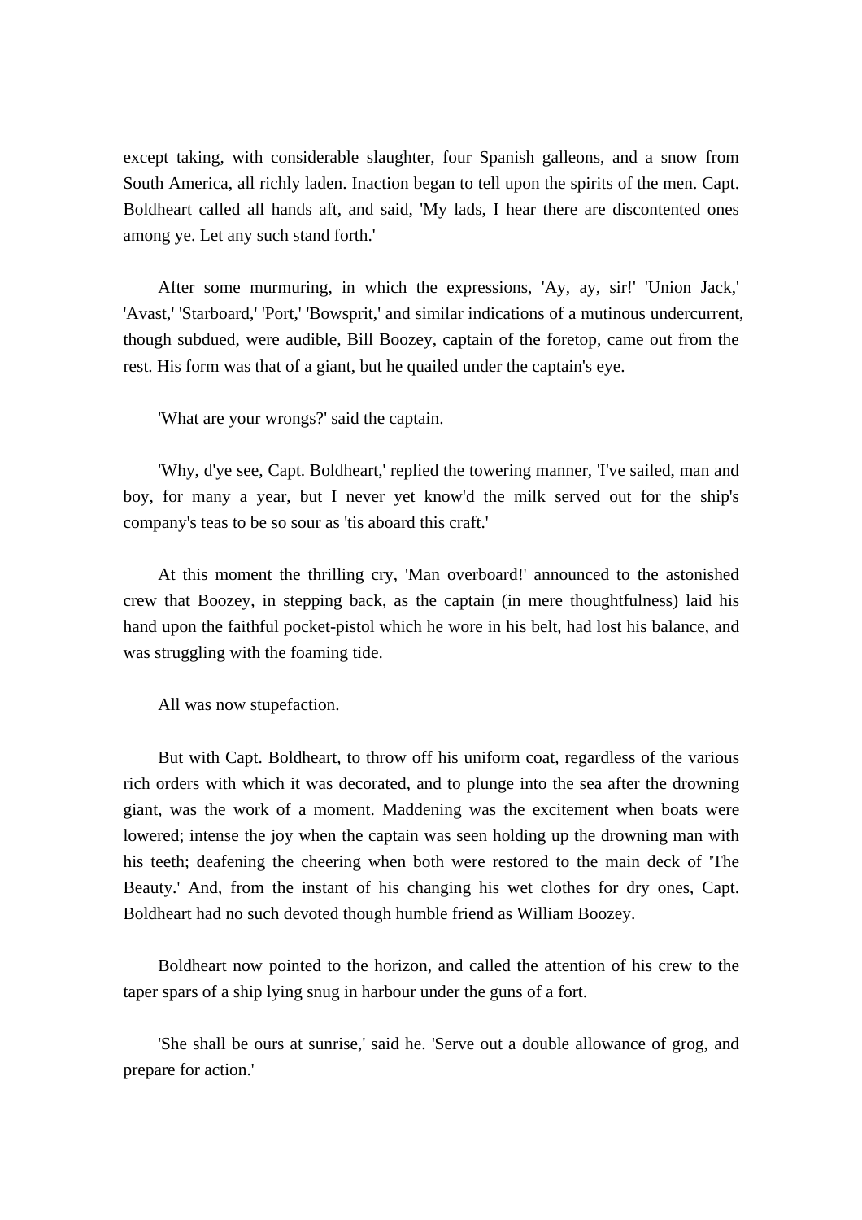except taking, with considerable slaughter, four Spanish galleons, and a snow from South America, all richly laden. Inaction began to tell upon the spirits of the men. Capt. Boldheart called all hands aft, and said, 'My lads, I hear there are discontented ones among ye. Let any such stand forth.'

After some murmuring, in which the expressions, 'Ay, ay, sir!' 'Union Jack,' 'Avast,' 'Starboard,' 'Port,' 'Bowsprit,' and similar indications of a mutinous undercurrent, though subdued, were audible, Bill Boozey, captain of the foretop, came out from the rest. His form was that of a giant, but he quailed under the captain's eye.

'What are your wrongs?' said the captain.

'Why, d'ye see, Capt. Boldheart,' replied the towering manner, 'I've sailed, man and boy, for many a year, but I never yet know'd the milk served out for the ship's company's teas to be so sour as 'tis aboard this craft.'

At this moment the thrilling cry, 'Man overboard!' announced to the astonished crew that Boozey, in stepping back, as the captain (in mere thoughtfulness) laid his hand upon the faithful pocket-pistol which he wore in his belt, had lost his balance, and was struggling with the foaming tide.

All was now stupefaction.

But with Capt. Boldheart, to throw off his uniform coat, regardless of the various rich orders with which it was decorated, and to plunge into the sea after the drowning giant, was the work of a moment. Maddening was the excitement when boats were lowered; intense the joy when the captain was seen holding up the drowning man with his teeth; deafening the cheering when both were restored to the main deck of 'The Beauty.' And, from the instant of his changing his wet clothes for dry ones, Capt. Boldheart had no such devoted though humble friend as William Boozey.

Boldheart now pointed to the horizon, and called the attention of his crew to the taper spars of a ship lying snug in harbour under the guns of a fort.

'She shall be ours at sunrise,' said he. 'Serve out a double allowance of grog, and prepare for action.'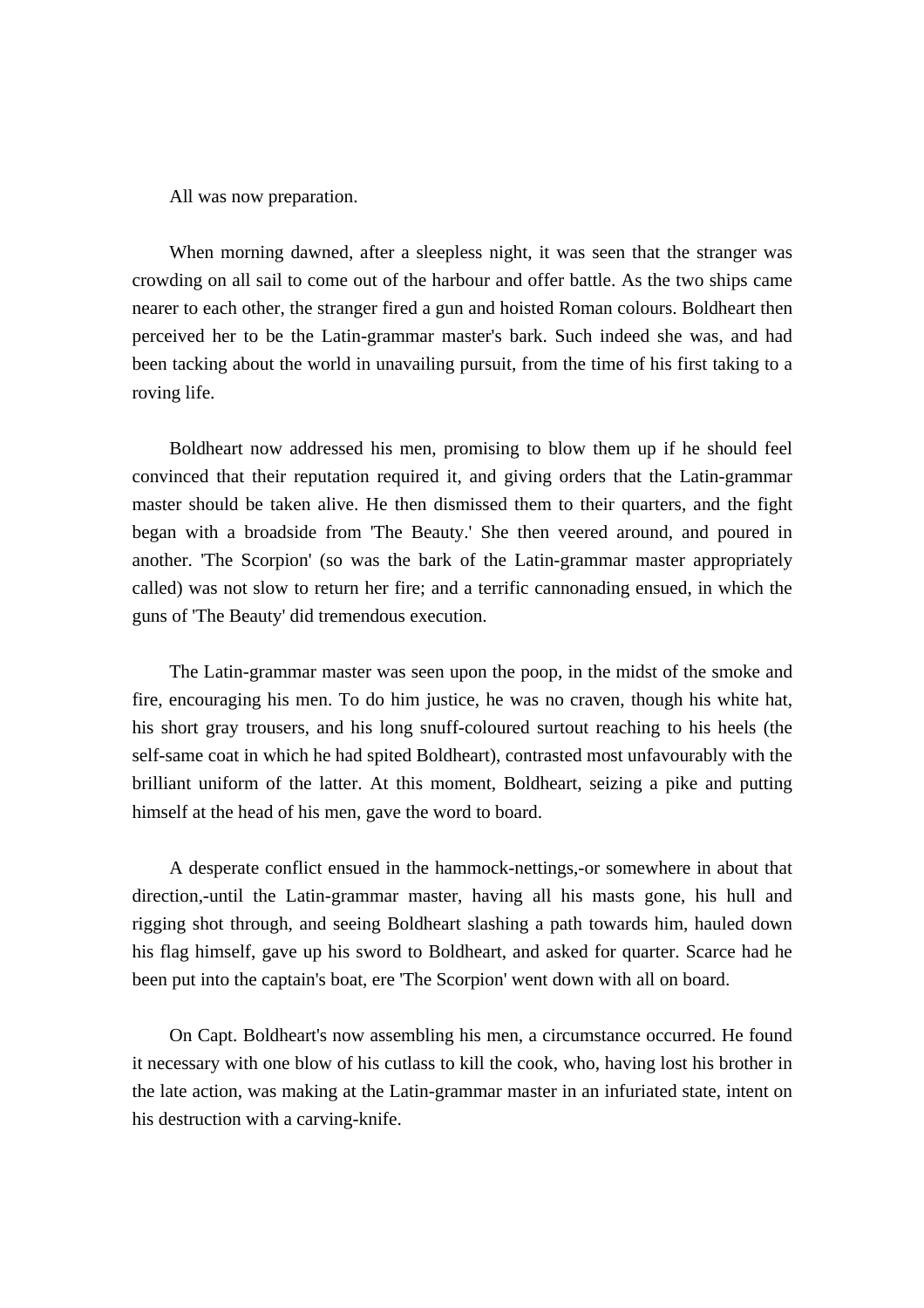All was now preparation.

When morning dawned, after a sleepless night, it was seen that the stranger was crowding on all sail to come out of the harbour and offer battle. As the two ships came nearer to each other, the stranger fired a gun and hoisted Roman colours. Boldheart then perceived her to be the Latin-grammar master's bark. Such indeed she was, and had been tacking about the world in unavailing pursuit, from the time of his first taking to a roving life.

Boldheart now addressed his men, promising to blow them up if he should feel convinced that their reputation required it, and giving orders that the Latin-grammar master should be taken alive. He then dismissed them to their quarters, and the fight began with a broadside from 'The Beauty.' She then veered around, and poured in another. 'The Scorpion' (so was the bark of the Latin-grammar master appropriately called) was not slow to return her fire; and a terrific cannonading ensued, in which the guns of 'The Beauty' did tremendous execution.

The Latin-grammar master was seen upon the poop, in the midst of the smoke and fire, encouraging his men. To do him justice, he was no craven, though his white hat, his short gray trousers, and his long snuff-coloured surtout reaching to his heels (the self-same coat in which he had spited Boldheart), contrasted most unfavourably with the brilliant uniform of the latter. At this moment, Boldheart, seizing a pike and putting himself at the head of his men, gave the word to board.

A desperate conflict ensued in the hammock-nettings,-or somewhere in about that direction,-until the Latin-grammar master, having all his masts gone, his hull and rigging shot through, and seeing Boldheart slashing a path towards him, hauled down his flag himself, gave up his sword to Boldheart, and asked for quarter. Scarce had he been put into the captain's boat, ere 'The Scorpion' went down with all on board.

On Capt. Boldheart's now assembling his men, a circumstance occurred. He found it necessary with one blow of his cutlass to kill the cook, who, having lost his brother in the late action, was making at the Latin-grammar master in an infuriated state, intent on his destruction with a carving-knife.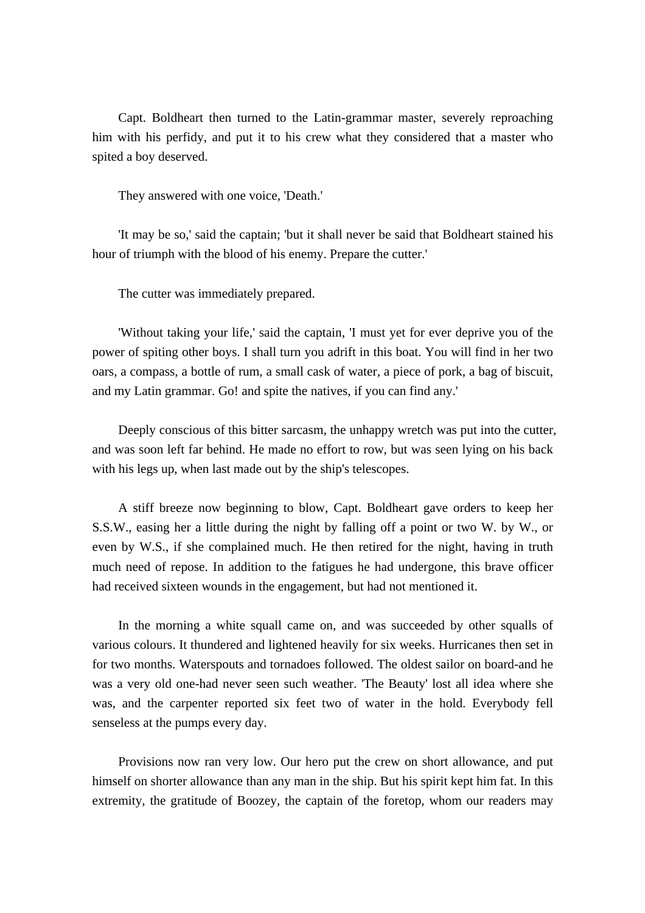Capt. Boldheart then turned to the Latin-grammar master, severely reproaching him with his perfidy, and put it to his crew what they considered that a master who spited a boy deserved.

They answered with one voice, 'Death.'

'It may be so,' said the captain; 'but it shall never be said that Boldheart stained his hour of triumph with the blood of his enemy. Prepare the cutter.'

The cutter was immediately prepared.

'Without taking your life,' said the captain, 'I must yet for ever deprive you of the power of spiting other boys. I shall turn you adrift in this boat. You will find in her two oars, a compass, a bottle of rum, a small cask of water, a piece of pork, a bag of biscuit, and my Latin grammar. Go! and spite the natives, if you can find any.'

Deeply conscious of this bitter sarcasm, the unhappy wretch was put into the cutter, and was soon left far behind. He made no effort to row, but was seen lying on his back with his legs up, when last made out by the ship's telescopes.

A stiff breeze now beginning to blow, Capt. Boldheart gave orders to keep her S.S.W., easing her a little during the night by falling off a point or two W. by W., or even by W.S., if she complained much. He then retired for the night, having in truth much need of repose. In addition to the fatigues he had undergone, this brave officer had received sixteen wounds in the engagement, but had not mentioned it.

In the morning a white squall came on, and was succeeded by other squalls of various colours. It thundered and lightened heavily for six weeks. Hurricanes then set in for two months. Waterspouts and tornadoes followed. The oldest sailor on board-and he was a very old one-had never seen such weather. 'The Beauty' lost all idea where she was, and the carpenter reported six feet two of water in the hold. Everybody fell senseless at the pumps every day.

Provisions now ran very low. Our hero put the crew on short allowance, and put himself on shorter allowance than any man in the ship. But his spirit kept him fat. In this extremity, the gratitude of Boozey, the captain of the foretop, whom our readers may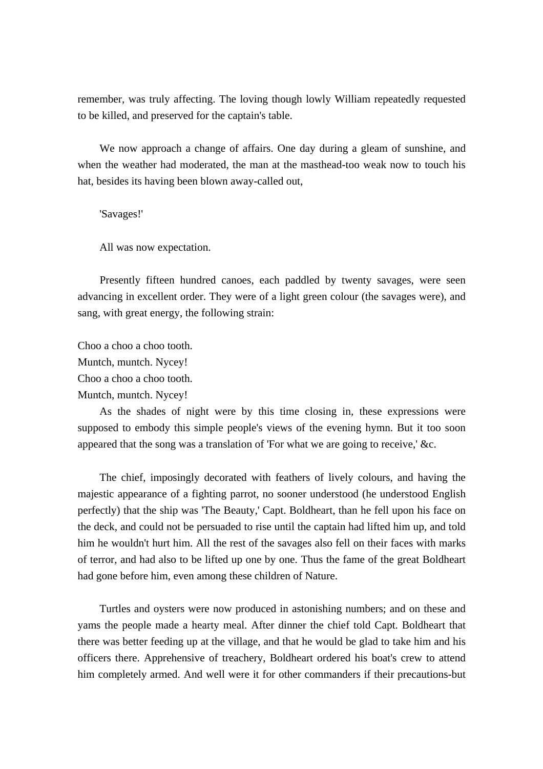remember, was truly affecting. The loving though lowly William repeatedly requested to be killed, and preserved for the captain's table.

We now approach a change of affairs. One day during a gleam of sunshine, and when the weather had moderated, the man at the masthead-too weak now to touch his hat, besides its having been blown away-called out,

'Savages!'

All was now expectation.

Presently fifteen hundred canoes, each paddled by twenty savages, were seen advancing in excellent order. They were of a light green colour (the savages were), and sang, with great energy, the following strain:

Choo a choo a choo tooth.  
Muntch, muntch. Nycey!  
Choo a choo a choo tooth.  
Muntch, muntch. Nycey!

As the shades of night were by this time closing in, these expressions were supposed to embody this simple people's views of the evening hymn. But it too soon appeared that the song was a translation of 'For what we are going to receive,' &c.

The chief, imposingly decorated with feathers of lively colours, and having the majestic appearance of a fighting parrot, no sooner understood (he understood English perfectly) that the ship was 'The Beauty,' Capt. Boldheart, than he fell upon his face on the deck, and could not be persuaded to rise until the captain had lifted him up, and told him he wouldn't hurt him. All the rest of the savages also fell on their faces with marks of terror, and had also to be lifted up one by one. Thus the fame of the great Boldheart had gone before him, even among these children of Nature.

Turtles and oysters were now produced in astonishing numbers; and on these and yams the people made a hearty meal. After dinner the chief told Capt. Boldheart that there was better feeding up at the village, and that he would be glad to take him and his officers there. Apprehensive of treachery, Boldheart ordered his boat's crew to attend him completely armed. And well were it for other commanders if their precautions-but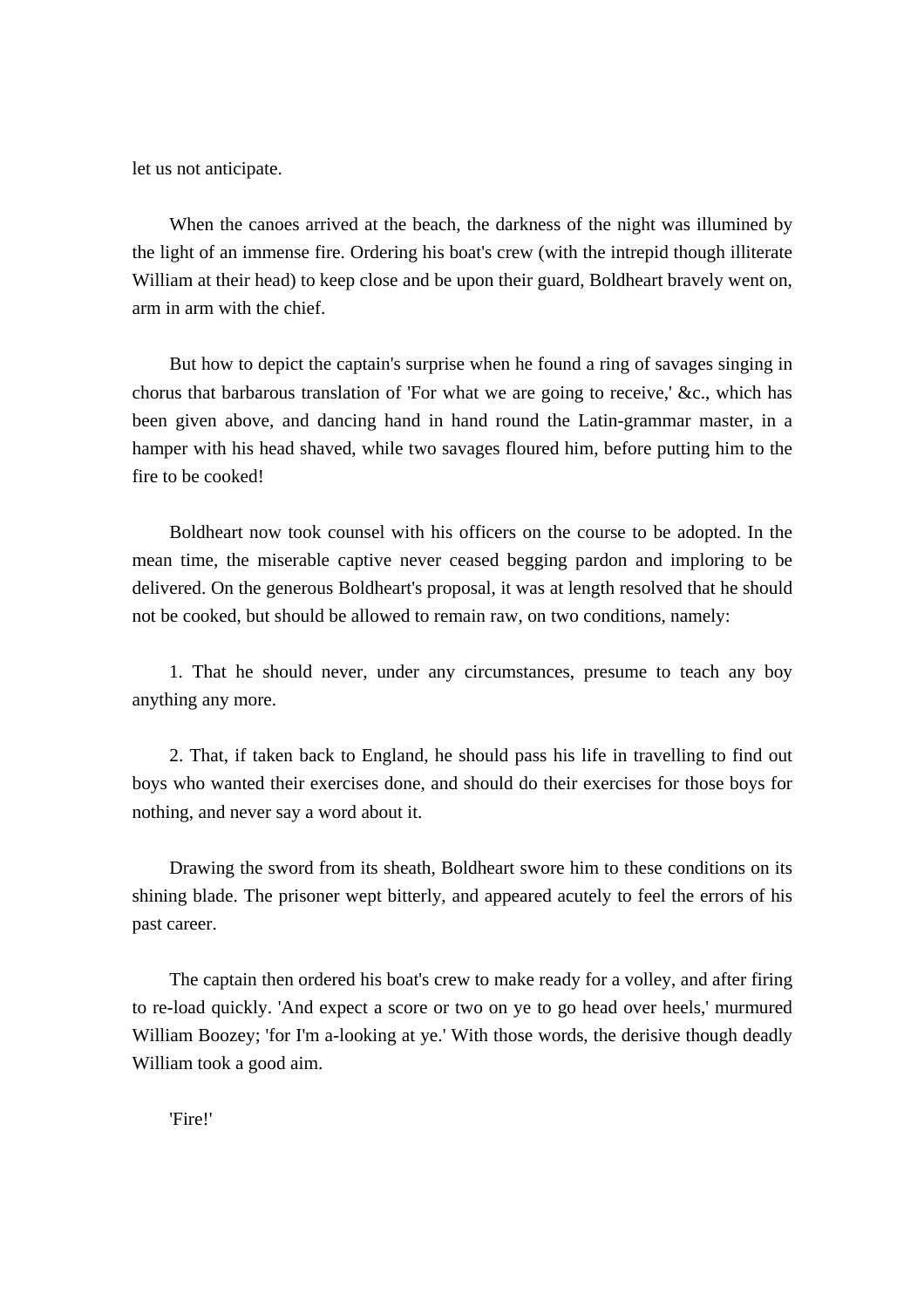let us not anticipate.

When the canoes arrived at the beach, the darkness of the night was illumined by the light of an immense fire. Ordering his boat's crew (with the intrepid though illiterate William at their head) to keep close and be upon their guard, Boldheart bravely went on, arm in arm with the chief.

But how to depict the captain's surprise when he found a ring of savages singing in chorus that barbarous translation of 'For what we are going to receive,' &c., which has been given above, and dancing hand in hand round the Latin-grammar master, in a hamper with his head shaved, while two savages floured him, before putting him to the fire to be cooked!

Boldheart now took counsel with his officers on the course to be adopted. In the mean time, the miserable captive never ceased begging pardon and imploring to be delivered. On the generous Boldheart's proposal, it was at length resolved that he should not be cooked, but should be allowed to remain raw, on two conditions, namely:

1. That he should never, under any circumstances, presume to teach any boy anything any more.

2. That, if taken back to England, he should pass his life in travelling to find out boys who wanted their exercises done, and should do their exercises for those boys for nothing, and never say a word about it.

Drawing the sword from its sheath, Boldheart swore him to these conditions on its shining blade. The prisoner wept bitterly, and appeared acutely to feel the errors of his past career.

The captain then ordered his boat's crew to make ready for a volley, and after firing to re-load quickly. 'And expect a score or two on ye to go head over heels,' murmured William Boozey; 'for I'm a-looking at ye.' With those words, the derisive though deadly William took a good aim.

'Fire!'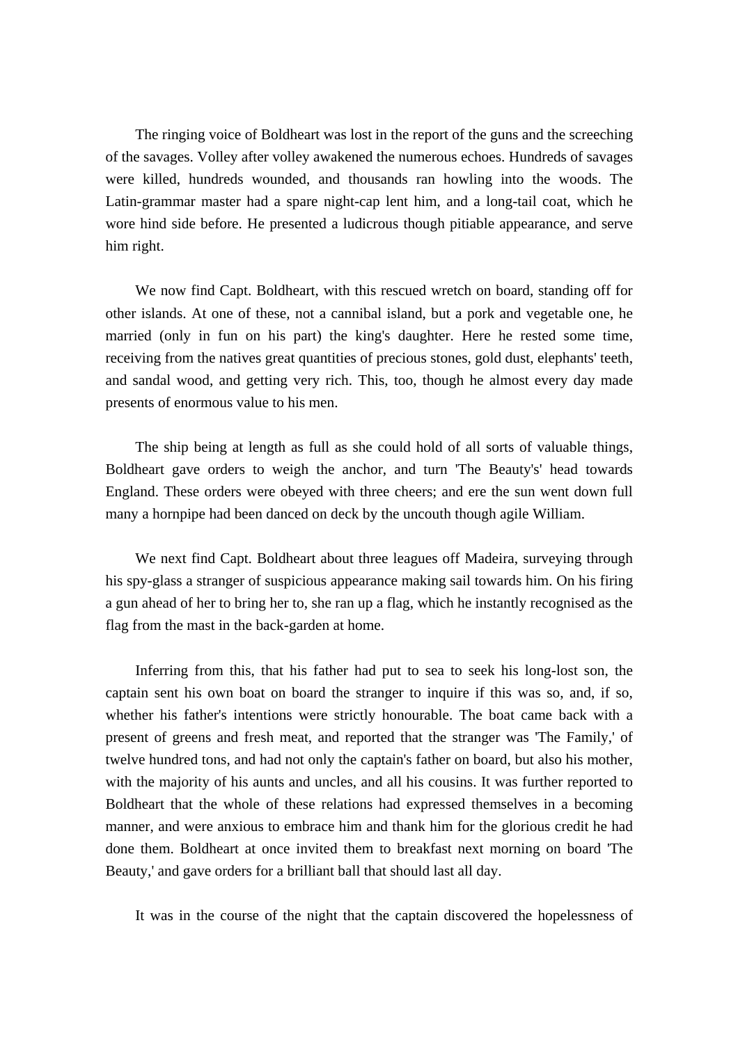The ringing voice of Boldheart was lost in the report of the guns and the screeching of the savages. Volley after volley awakened the numerous echoes. Hundreds of savages were killed, hundreds wounded, and thousands ran howling into the woods. The Latin-grammar master had a spare night-cap lent him, and a long-tail coat, which he wore hind side before. He presented a ludicrous though pitiable appearance, and serve him right.

We now find Capt. Boldheart, with this rescued wretch on board, standing off for other islands. At one of these, not a cannibal island, but a pork and vegetable one, he married (only in fun on his part) the king's daughter. Here he rested some time, receiving from the natives great quantities of precious stones, gold dust, elephants' teeth, and sandal wood, and getting very rich. This, too, though he almost every day made presents of enormous value to his men.

The ship being at length as full as she could hold of all sorts of valuable things, Boldheart gave orders to weigh the anchor, and turn 'The Beauty's' head towards England. These orders were obeyed with three cheers; and ere the sun went down full many a hornpipe had been danced on deck by the uncouth though agile William.

We next find Capt. Boldheart about three leagues off Madeira, surveying through his spy-glass a stranger of suspicious appearance making sail towards him. On his firing a gun ahead of her to bring her to, she ran up a flag, which he instantly recognised as the flag from the mast in the back-garden at home.

Inferring from this, that his father had put to sea to seek his long-lost son, the captain sent his own boat on board the stranger to inquire if this was so, and, if so, whether his father's intentions were strictly honourable. The boat came back with a present of greens and fresh meat, and reported that the stranger was 'The Family,' of twelve hundred tons, and had not only the captain's father on board, but also his mother, with the majority of his aunts and uncles, and all his cousins. It was further reported to Boldheart that the whole of these relations had expressed themselves in a becoming manner, and were anxious to embrace him and thank him for the glorious credit he had done them. Boldheart at once invited them to breakfast next morning on board 'The Beauty,' and gave orders for a brilliant ball that should last all day.

It was in the course of the night that the captain discovered the hopelessness of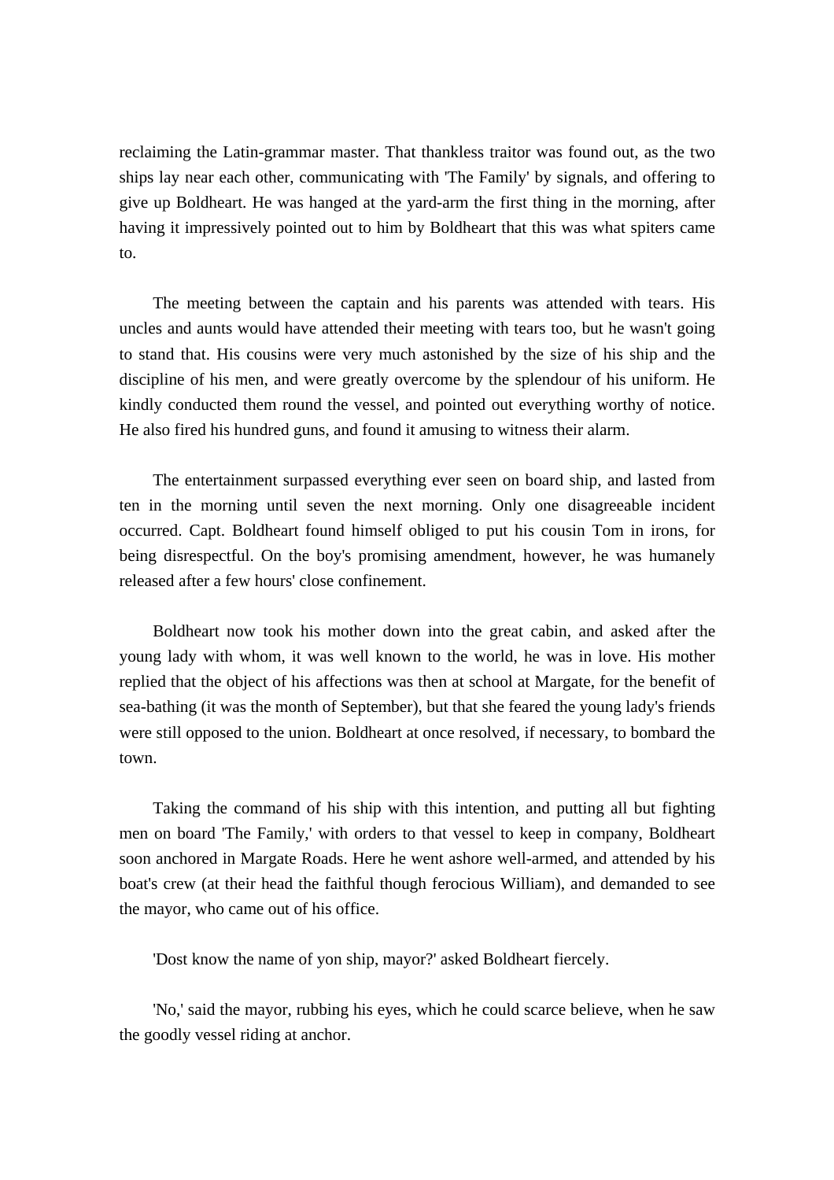reclaiming the Latin-grammar master. That thankless traitor was found out, as the two ships lay near each other, communicating with 'The Family' by signals, and offering to give up Boldheart. He was hanged at the yard-arm the first thing in the morning, after having it impressively pointed out to him by Boldheart that this was what spiters came to.

The meeting between the captain and his parents was attended with tears. His uncles and aunts would have attended their meeting with tears too, but he wasn't going to stand that. His cousins were very much astonished by the size of his ship and the discipline of his men, and were greatly overcome by the splendour of his uniform. He kindly conducted them round the vessel, and pointed out everything worthy of notice. He also fired his hundred guns, and found it amusing to witness their alarm.

The entertainment surpassed everything ever seen on board ship, and lasted from ten in the morning until seven the next morning. Only one disagreeable incident occurred. Capt. Boldheart found himself obliged to put his cousin Tom in irons, for being disrespectful. On the boy's promising amendment, however, he was humanely released after a few hours' close confinement.

Boldheart now took his mother down into the great cabin, and asked after the young lady with whom, it was well known to the world, he was in love. His mother replied that the object of his affections was then at school at Margate, for the benefit of sea-bathing (it was the month of September), but that she feared the young lady's friends were still opposed to the union. Boldheart at once resolved, if necessary, to bombard the town.

Taking the command of his ship with this intention, and putting all but fighting men on board 'The Family,' with orders to that vessel to keep in company, Boldheart soon anchored in Margate Roads. Here he went ashore well-armed, and attended by his boat's crew (at their head the faithful though ferocious William), and demanded to see the mayor, who came out of his office.

'Dost know the name of yon ship, mayor?' asked Boldheart fiercely.

'No,' said the mayor, rubbing his eyes, which he could scarce believe, when he saw the goodly vessel riding at anchor.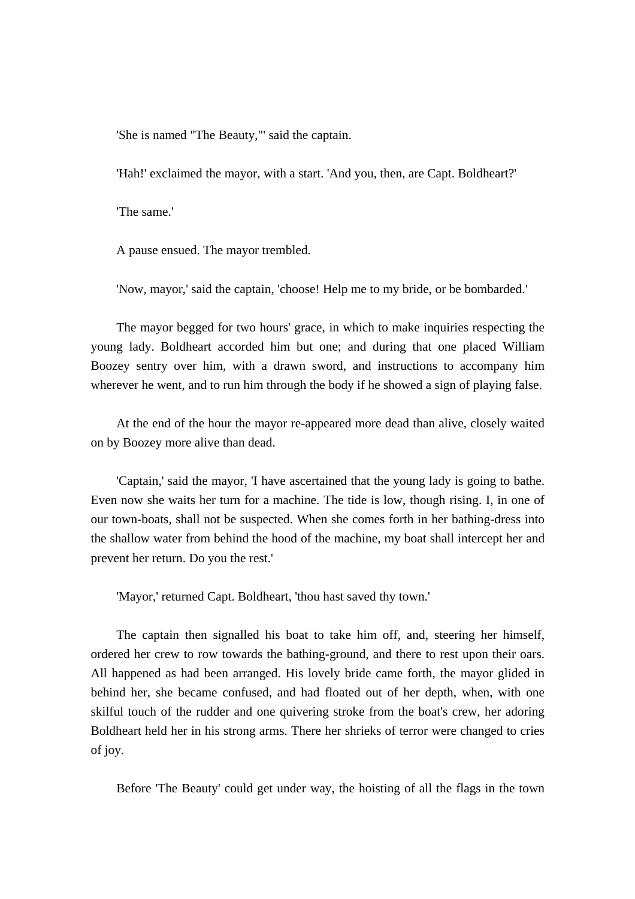'She is named "The Beauty,"' said the captain.

'Hah!' exclaimed the mayor, with a start. 'And you, then, are Capt. Boldheart?'

'The same.'

A pause ensued. The mayor trembled.

'Now, mayor,' said the captain, 'choose! Help me to my bride, or be bombarded.'

The mayor begged for two hours' grace, in which to make inquiries respecting the young lady. Boldheart accorded him but one; and during that one placed William Boozey sentry over him, with a drawn sword, and instructions to accompany him wherever he went, and to run him through the body if he showed a sign of playing false.

At the end of the hour the mayor re-appeared more dead than alive, closely waited on by Boozey more alive than dead.

'Captain,' said the mayor, 'I have ascertained that the young lady is going to bathe. Even now she waits her turn for a machine. The tide is low, though rising. I, in one of our town-boats, shall not be suspected. When she comes forth in her bathing-dress into the shallow water from behind the hood of the machine, my boat shall intercept her and prevent her return. Do you the rest.'

'Mayor,' returned Capt. Boldheart, 'thou hast saved thy town.'

The captain then signalled his boat to take him off, and, steering her himself, ordered her crew to row towards the bathing-ground, and there to rest upon their oars. All happened as had been arranged. His lovely bride came forth, the mayor glided in behind her, she became confused, and had floated out of her depth, when, with one skilful touch of the rudder and one quivering stroke from the boat's crew, her adoring Boldheart held her in his strong arms. There her shrieks of terror were changed to cries of joy.

Before 'The Beauty' could get under way, the hoisting of all the flags in the town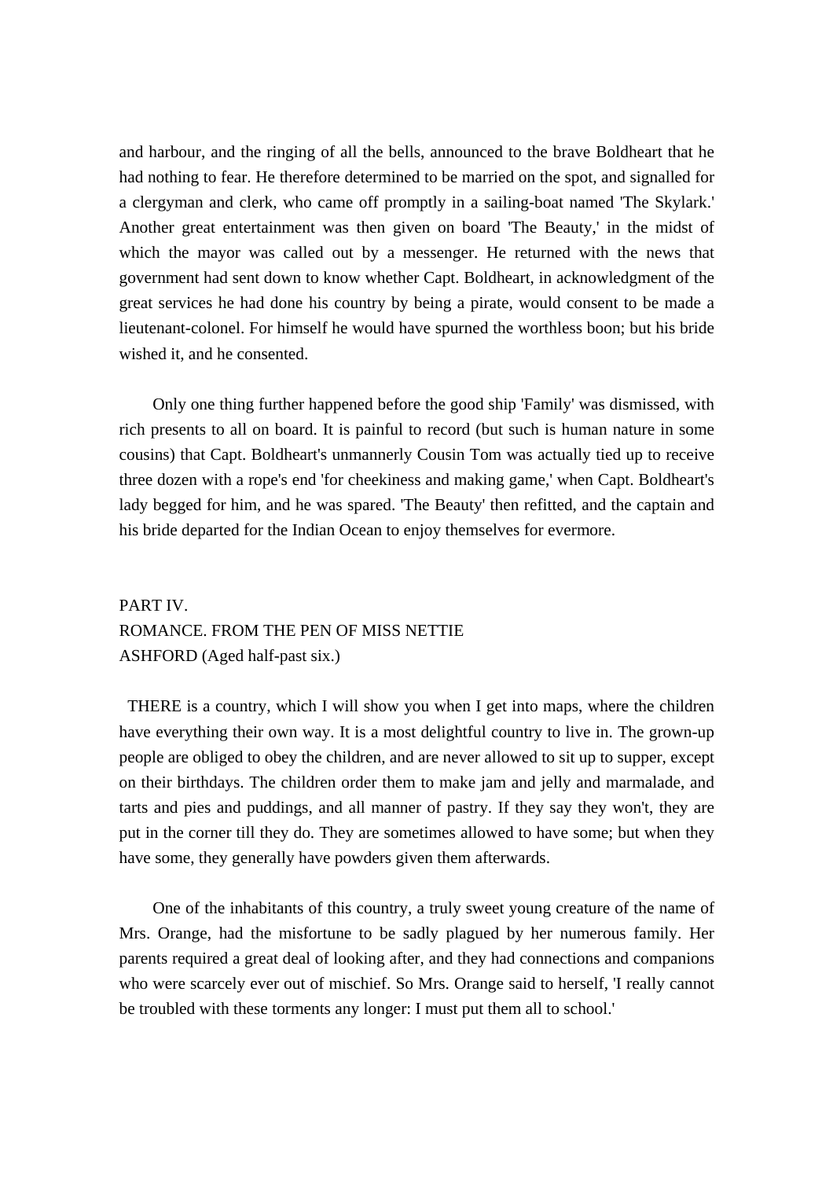and harbour, and the ringing of all the bells, announced to the brave Boldheart that he had nothing to fear. He therefore determined to be married on the spot, and signalled for a clergyman and clerk, who came off promptly in a sailing-boat named 'The Skylark.' Another great entertainment was then given on board 'The Beauty,' in the midst of which the mayor was called out by a messenger. He returned with the news that government had sent down to know whether Capt. Boldheart, in acknowledgment of the great services he had done his country by being a pirate, would consent to be made a lieutenant-colonel. For himself he would have spurned the worthless boon; but his bride wished it, and he consented.

Only one thing further happened before the good ship 'Family' was dismissed, with rich presents to all on board. It is painful to record (but such is human nature in some cousins) that Capt. Boldheart's unmannerly Cousin Tom was actually tied up to receive three dozen with a rope's end 'for cheekiness and making game,' when Capt. Boldheart's lady begged for him, and he was spared. 'The Beauty' then refitted, and the captain and his bride departed for the Indian Ocean to enjoy themselves for evermore.

## PART IV.
## ROMANCE. FROM THE PEN OF MISS NETTIE ASHFORD (Aged half-past six.)

THERE is a country, which I will show you when I get into maps, where the children have everything their own way. It is a most delightful country to live in. The grown-up people are obliged to obey the children, and are never allowed to sit up to supper, except on their birthdays. The children order them to make jam and jelly and marmalade, and tarts and pies and puddings, and all manner of pastry. If they say they won't, they are put in the corner till they do. They are sometimes allowed to have some; but when they have some, they generally have powders given them afterwards.

One of the inhabitants of this country, a truly sweet young creature of the name of Mrs. Orange, had the misfortune to be sadly plagued by her numerous family. Her parents required a great deal of looking after, and they had connections and companions who were scarcely ever out of mischief. So Mrs. Orange said to herself, 'I really cannot be troubled with these torments any longer: I must put them all to school.'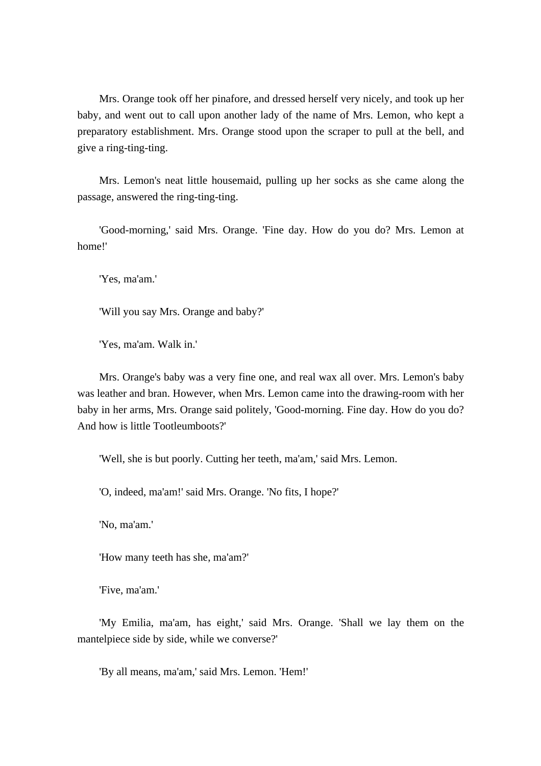Mrs. Orange took off her pinafore, and dressed herself very nicely, and took up her baby, and went out to call upon another lady of the name of Mrs. Lemon, who kept a preparatory establishment. Mrs. Orange stood upon the scraper to pull at the bell, and give a ring-ting-ting.

Mrs. Lemon's neat little housemaid, pulling up her socks as she came along the passage, answered the ring-ting-ting.

'Good-morning,' said Mrs. Orange. 'Fine day. How do you do? Mrs. Lemon at home!'

'Yes, ma'am.'

'Will you say Mrs. Orange and baby?'

'Yes, ma'am. Walk in.'

Mrs. Orange's baby was a very fine one, and real wax all over. Mrs. Lemon's baby was leather and bran. However, when Mrs. Lemon came into the drawing-room with her baby in her arms, Mrs. Orange said politely, 'Good-morning. Fine day. How do you do? And how is little Tootleumboots?'

'Well, she is but poorly. Cutting her teeth, ma'am,' said Mrs. Lemon.

'O, indeed, ma'am!' said Mrs. Orange. 'No fits, I hope?'

'No, ma'am.'

'How many teeth has she, ma'am?'

'Five, ma'am.'

'My Emilia, ma'am, has eight,' said Mrs. Orange. 'Shall we lay them on the mantelpiece side by side, while we converse?'

'By all means, ma'am,' said Mrs. Lemon. 'Hem!'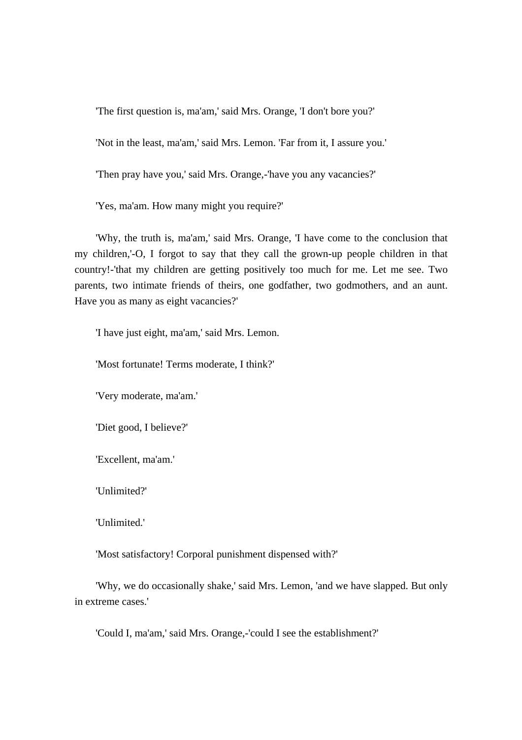'The first question is, ma'am,' said Mrs. Orange, 'I don't bore you?'

'Not in the least, ma'am,' said Mrs. Lemon. 'Far from it, I assure you.'

'Then pray have you,' said Mrs. Orange,-'have you any vacancies?'

'Yes, ma'am. How many might you require?'

'Why, the truth is, ma'am,' said Mrs. Orange, 'I have come to the conclusion that my children,'-O, I forgot to say that they call the grown-up people children in that country!-'that my children are getting positively too much for me. Let me see. Two parents, two intimate friends of theirs, one godfather, two godmothers, and an aunt. Have you as many as eight vacancies?'

'I have just eight, ma'am,' said Mrs. Lemon.

'Most fortunate! Terms moderate, I think?'

'Very moderate, ma'am.'

'Diet good, I believe?'

'Excellent, ma'am.'

'Unlimited?'

'Unlimited.'

'Most satisfactory! Corporal punishment dispensed with?'

'Why, we do occasionally shake,' said Mrs. Lemon, 'and we have slapped. But only in extreme cases.'

'Could I, ma'am,' said Mrs. Orange,-'could I see the establishment?'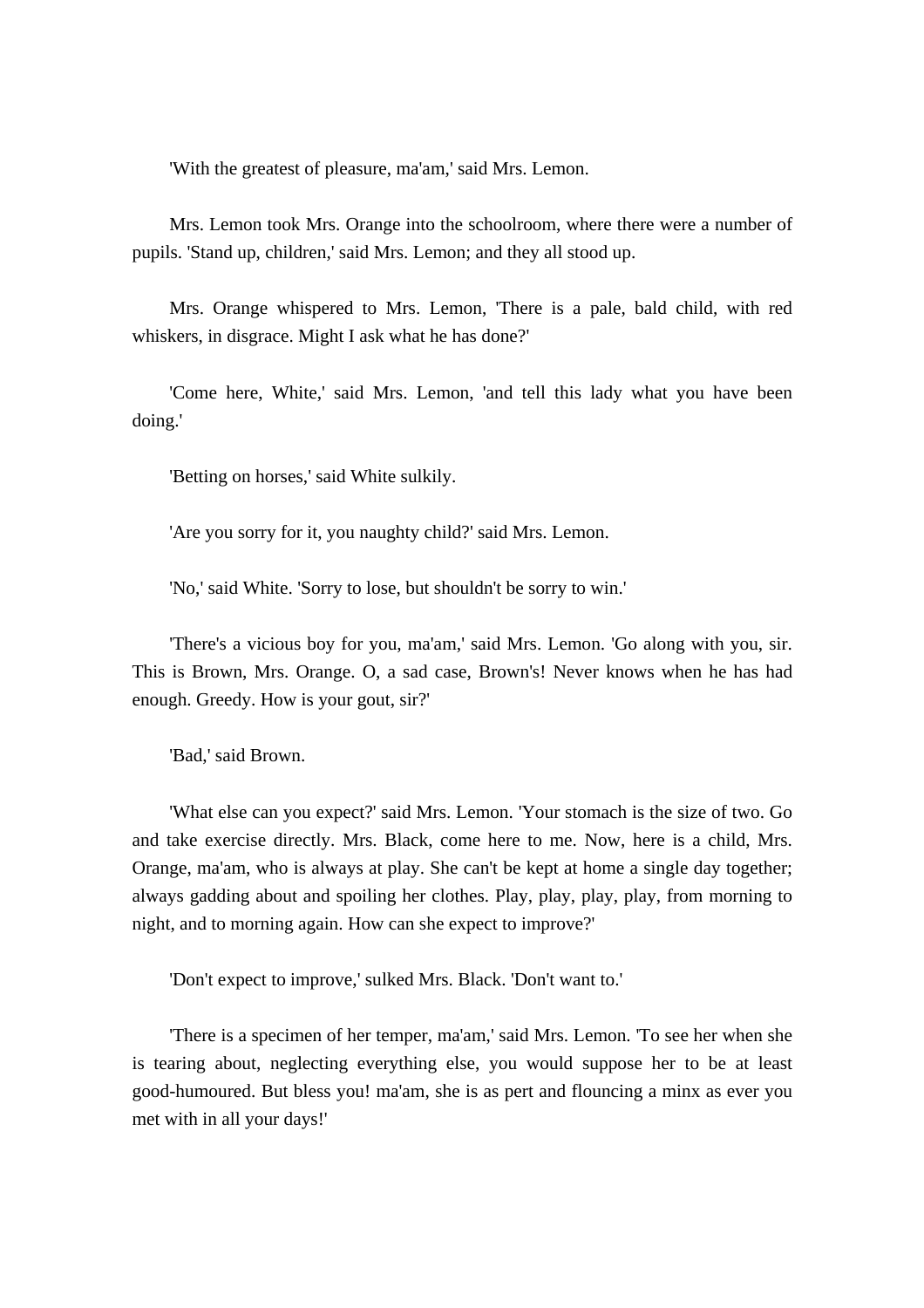'With the greatest of pleasure, ma'am,' said Mrs. Lemon.

Mrs. Lemon took Mrs. Orange into the schoolroom, where there were a number of pupils. 'Stand up, children,' said Mrs. Lemon; and they all stood up.

Mrs. Orange whispered to Mrs. Lemon, 'There is a pale, bald child, with red whiskers, in disgrace. Might I ask what he has done?'

'Come here, White,' said Mrs. Lemon, 'and tell this lady what you have been doing.'

'Betting on horses,' said White sulkily.

'Are you sorry for it, you naughty child?' said Mrs. Lemon.

'No,' said White. 'Sorry to lose, but shouldn't be sorry to win.'

'There's a vicious boy for you, ma'am,' said Mrs. Lemon. 'Go along with you, sir. This is Brown, Mrs. Orange. O, a sad case, Brown's! Never knows when he has had enough. Greedy. How is your gout, sir?'

'Bad,' said Brown.

'What else can you expect?' said Mrs. Lemon. 'Your stomach is the size of two. Go and take exercise directly. Mrs. Black, come here to me. Now, here is a child, Mrs. Orange, ma'am, who is always at play. She can't be kept at home a single day together; always gadding about and spoiling her clothes. Play, play, play, play, from morning to night, and to morning again. How can she expect to improve?'

'Don't expect to improve,' sulked Mrs. Black. 'Don't want to.'

'There is a specimen of her temper, ma'am,' said Mrs. Lemon. 'To see her when she is tearing about, neglecting everything else, you would suppose her to be at least good-humoured. But bless you! ma'am, she is as pert and flouncing a minx as ever you met with in all your days!'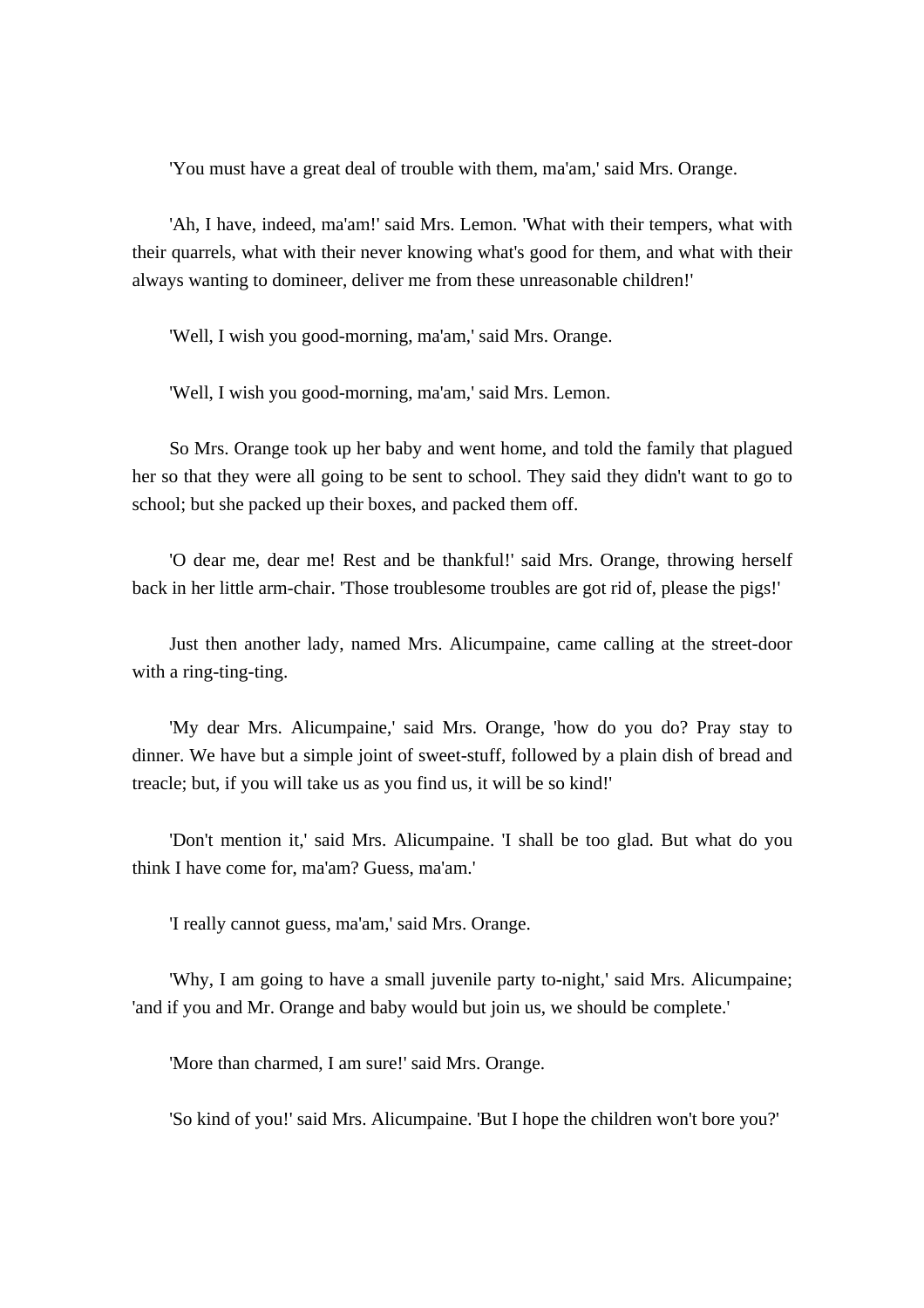'You must have a great deal of trouble with them, ma'am,' said Mrs. Orange.

'Ah, I have, indeed, ma'am!' said Mrs. Lemon. 'What with their tempers, what with their quarrels, what with their never knowing what's good for them, and what with their always wanting to domineer, deliver me from these unreasonable children!'

'Well, I wish you good-morning, ma'am,' said Mrs. Orange.

'Well, I wish you good-morning, ma'am,' said Mrs. Lemon.

So Mrs. Orange took up her baby and went home, and told the family that plagued her so that they were all going to be sent to school. They said they didn't want to go to school; but she packed up their boxes, and packed them off.

'O dear me, dear me! Rest and be thankful!' said Mrs. Orange, throwing herself back in her little arm-chair. 'Those troublesome troubles are got rid of, please the pigs!'

Just then another lady, named Mrs. Alicumpaine, came calling at the street-door with a ring-ting-ting.

'My dear Mrs. Alicumpaine,' said Mrs. Orange, 'how do you do? Pray stay to dinner. We have but a simple joint of sweet-stuff, followed by a plain dish of bread and treacle; but, if you will take us as you find us, it will be so kind!'

'Don't mention it,' said Mrs. Alicumpaine. 'I shall be too glad. But what do you think I have come for, ma'am? Guess, ma'am.'

'I really cannot guess, ma'am,' said Mrs. Orange.

'Why, I am going to have a small juvenile party to-night,' said Mrs. Alicumpaine; 'and if you and Mr. Orange and baby would but join us, we should be complete.'

'More than charmed, I am sure!' said Mrs. Orange.

'So kind of you!' said Mrs. Alicumpaine. 'But I hope the children won't bore you?'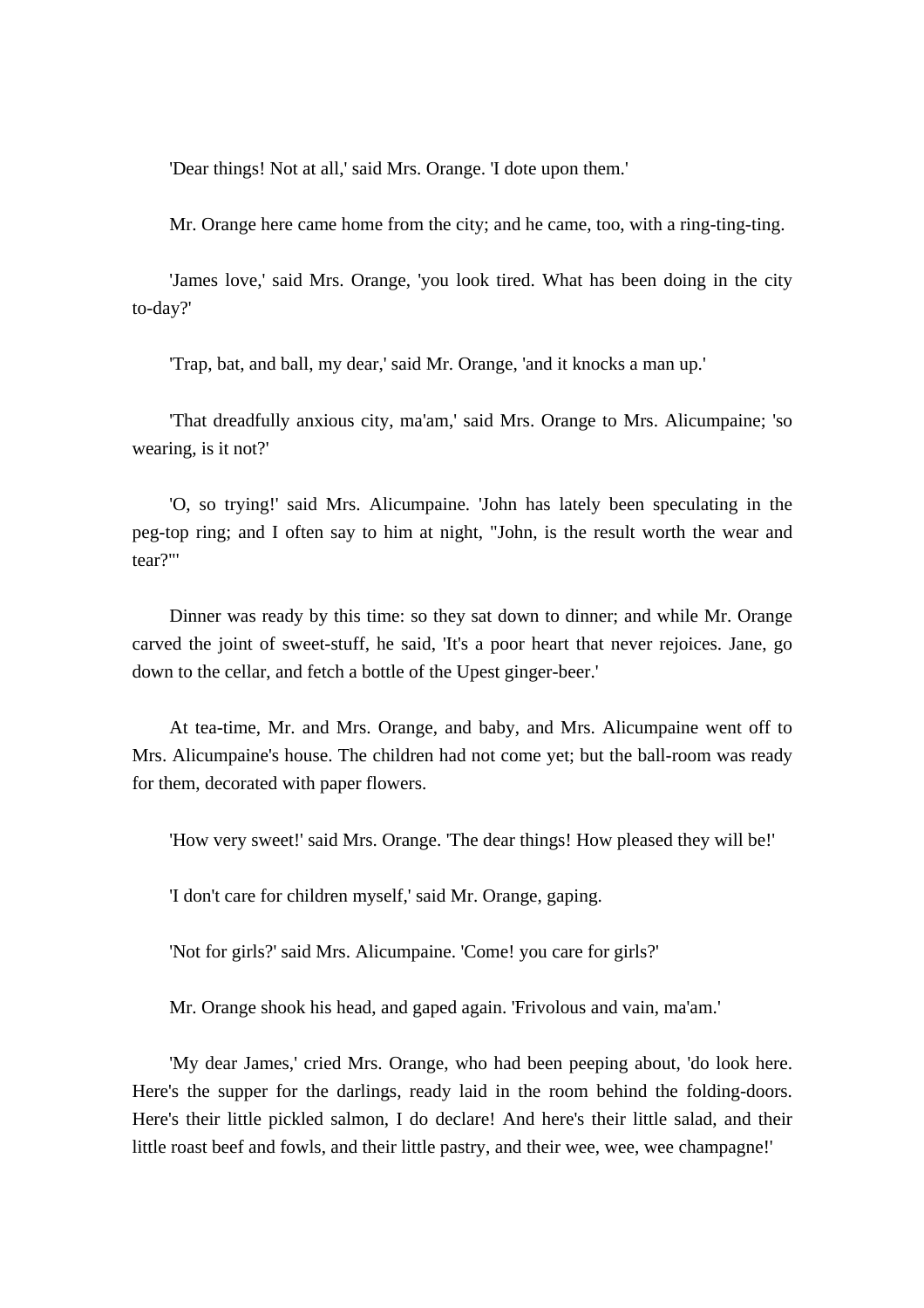'Dear things! Not at all,' said Mrs. Orange. 'I dote upon them.'

Mr. Orange here came home from the city; and he came, too, with a ring-ting-ting.

'James love,' said Mrs. Orange, 'you look tired. What has been doing in the city to-day?'

'Trap, bat, and ball, my dear,' said Mr. Orange, 'and it knocks a man up.'

'That dreadfully anxious city, ma'am,' said Mrs. Orange to Mrs. Alicumpaine; 'so wearing, is it not?'

'O, so trying!' said Mrs. Alicumpaine. 'John has lately been speculating in the peg-top ring; and I often say to him at night, "John, is the result worth the wear and tear?"'

Dinner was ready by this time: so they sat down to dinner; and while Mr. Orange carved the joint of sweet-stuff, he said, 'It's a poor heart that never rejoices. Jane, go down to the cellar, and fetch a bottle of the Upest ginger-beer.'

At tea-time, Mr. and Mrs. Orange, and baby, and Mrs. Alicumpaine went off to Mrs. Alicumpaine's house. The children had not come yet; but the ball-room was ready for them, decorated with paper flowers.

'How very sweet!' said Mrs. Orange. 'The dear things! How pleased they will be!'

'I don't care for children myself,' said Mr. Orange, gaping.

'Not for girls?' said Mrs. Alicumpaine. 'Come! you care for girls?'

Mr. Orange shook his head, and gaped again. 'Frivolous and vain, ma'am.'

'My dear James,' cried Mrs. Orange, who had been peeping about, 'do look here. Here's the supper for the darlings, ready laid in the room behind the folding-doors. Here's their little pickled salmon, I do declare! And here's their little salad, and their little roast beef and fowls, and their little pastry, and their wee, wee, wee champagne!'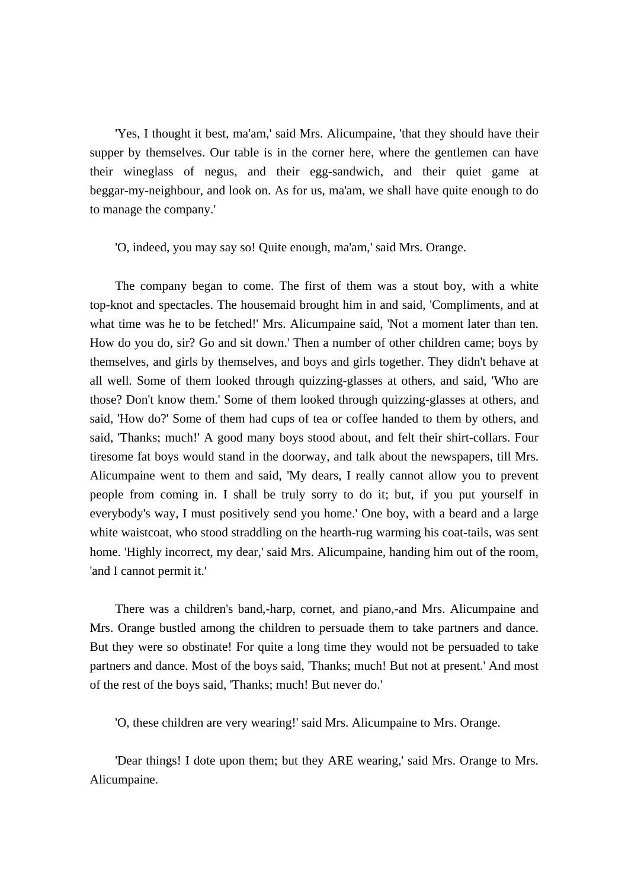'Yes, I thought it best, ma'am,' said Mrs. Alicumpaine, 'that they should have their supper by themselves. Our table is in the corner here, where the gentlemen can have their wineglass of negus, and their egg-sandwich, and their quiet game at beggar-my-neighbour, and look on. As for us, ma'am, we shall have quite enough to do to manage the company.'

'O, indeed, you may say so! Quite enough, ma'am,' said Mrs. Orange.

The company began to come. The first of them was a stout boy, with a white top-knot and spectacles. The housemaid brought him in and said, 'Compliments, and at what time was he to be fetched!' Mrs. Alicumpaine said, 'Not a moment later than ten. How do you do, sir? Go and sit down.' Then a number of other children came; boys by themselves, and girls by themselves, and boys and girls together. They didn't behave at all well. Some of them looked through quizzing-glasses at others, and said, 'Who are those? Don't know them.' Some of them looked through quizzing-glasses at others, and said, 'How do?' Some of them had cups of tea or coffee handed to them by others, and said, 'Thanks; much!' A good many boys stood about, and felt their shirt-collars. Four tiresome fat boys would stand in the doorway, and talk about the newspapers, till Mrs. Alicumpaine went to them and said, 'My dears, I really cannot allow you to prevent people from coming in. I shall be truly sorry to do it; but, if you put yourself in everybody's way, I must positively send you home.' One boy, with a beard and a large white waistcoat, who stood straddling on the hearth-rug warming his coat-tails, was sent home. 'Highly incorrect, my dear,' said Mrs. Alicumpaine, handing him out of the room, 'and I cannot permit it.'

There was a children's band,-harp, cornet, and piano,-and Mrs. Alicumpaine and Mrs. Orange bustled among the children to persuade them to take partners and dance. But they were so obstinate! For quite a long time they would not be persuaded to take partners and dance. Most of the boys said, 'Thanks; much! But not at present.' And most of the rest of the boys said, 'Thanks; much! But never do.'

'O, these children are very wearing!' said Mrs. Alicumpaine to Mrs. Orange.

'Dear things! I dote upon them; but they ARE wearing,' said Mrs. Orange to Mrs. Alicumpaine.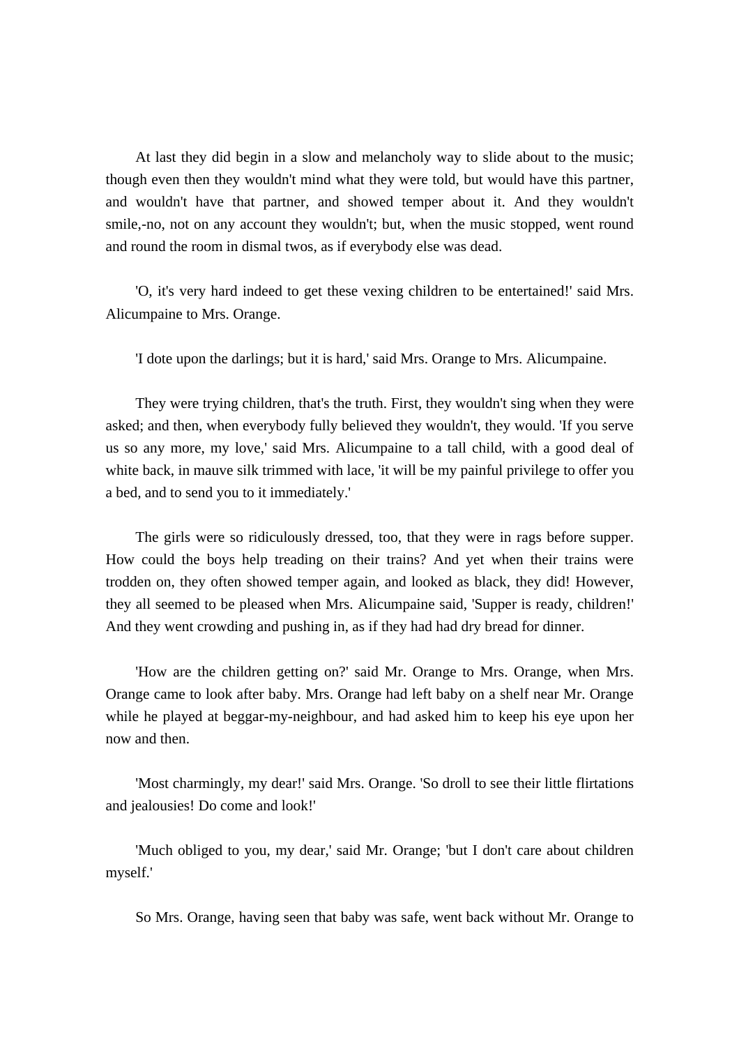At last they did begin in a slow and melancholy way to slide about to the music; though even then they wouldn't mind what they were told, but would have this partner, and wouldn't have that partner, and showed temper about it. And they wouldn't smile,-no, not on any account they wouldn't; but, when the music stopped, went round and round the room in dismal twos, as if everybody else was dead.

'O, it's very hard indeed to get these vexing children to be entertained!' said Mrs. Alicumpaine to Mrs. Orange.

'I dote upon the darlings; but it is hard,' said Mrs. Orange to Mrs. Alicumpaine.

They were trying children, that's the truth. First, they wouldn't sing when they were asked; and then, when everybody fully believed they wouldn't, they would. 'If you serve us so any more, my love,' said Mrs. Alicumpaine to a tall child, with a good deal of white back, in mauve silk trimmed with lace, 'it will be my painful privilege to offer you a bed, and to send you to it immediately.'

The girls were so ridiculously dressed, too, that they were in rags before supper. How could the boys help treading on their trains? And yet when their trains were trodden on, they often showed temper again, and looked as black, they did! However, they all seemed to be pleased when Mrs. Alicumpaine said, 'Supper is ready, children!' And they went crowding and pushing in, as if they had had dry bread for dinner.

'How are the children getting on?' said Mr. Orange to Mrs. Orange, when Mrs. Orange came to look after baby. Mrs. Orange had left baby on a shelf near Mr. Orange while he played at beggar-my-neighbour, and had asked him to keep his eye upon her now and then.

'Most charmingly, my dear!' said Mrs. Orange. 'So droll to see their little flirtations and jealousies! Do come and look!'

'Much obliged to you, my dear,' said Mr. Orange; 'but I don't care about children myself.'

So Mrs. Orange, having seen that baby was safe, went back without Mr. Orange to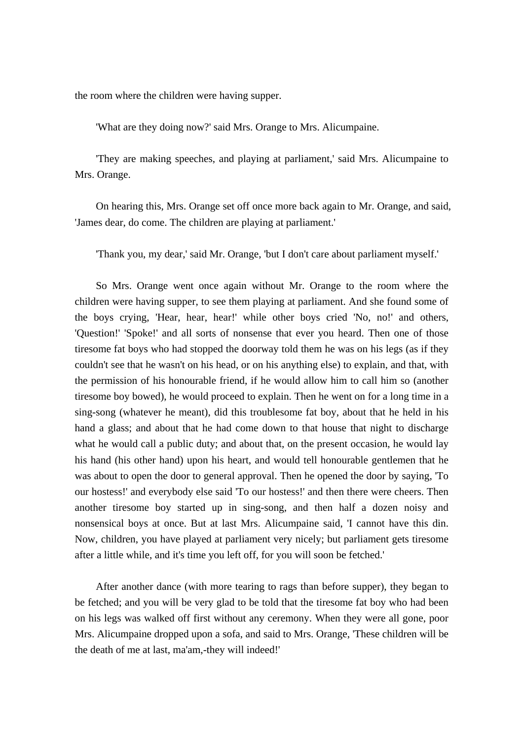the room where the children were having supper.

'What are they doing now?' said Mrs. Orange to Mrs. Alicumpaine.

'They are making speeches, and playing at parliament,' said Mrs. Alicumpaine to Mrs. Orange.

On hearing this, Mrs. Orange set off once more back again to Mr. Orange, and said, 'James dear, do come. The children are playing at parliament.'

'Thank you, my dear,' said Mr. Orange, 'but I don't care about parliament myself.'

So Mrs. Orange went once again without Mr. Orange to the room where the children were having supper, to see them playing at parliament. And she found some of the boys crying, 'Hear, hear, hear!' while other boys cried 'No, no!' and others, 'Question!' 'Spoke!' and all sorts of nonsense that ever you heard. Then one of those tiresome fat boys who had stopped the doorway told them he was on his legs (as if they couldn't see that he wasn't on his head, or on his anything else) to explain, and that, with the permission of his honourable friend, if he would allow him to call him so (another tiresome boy bowed), he would proceed to explain. Then he went on for a long time in a sing-song (whatever he meant), did this troublesome fat boy, about that he held in his hand a glass; and about that he had come down to that house that night to discharge what he would call a public duty; and about that, on the present occasion, he would lay his hand (his other hand) upon his heart, and would tell honourable gentlemen that he was about to open the door to general approval. Then he opened the door by saying, 'To our hostess!' and everybody else said 'To our hostess!' and then there were cheers. Then another tiresome boy started up in sing-song, and then half a dozen noisy and nonsensical boys at once. But at last Mrs. Alicumpaine said, 'I cannot have this din. Now, children, you have played at parliament very nicely; but parliament gets tiresome after a little while, and it's time you left off, for you will soon be fetched.'

After another dance (with more tearing to rags than before supper), they began to be fetched; and you will be very glad to be told that the tiresome fat boy who had been on his legs was walked off first without any ceremony. When they were all gone, poor Mrs. Alicumpaine dropped upon a sofa, and said to Mrs. Orange, 'These children will be the death of me at last, ma'am,-they will indeed!'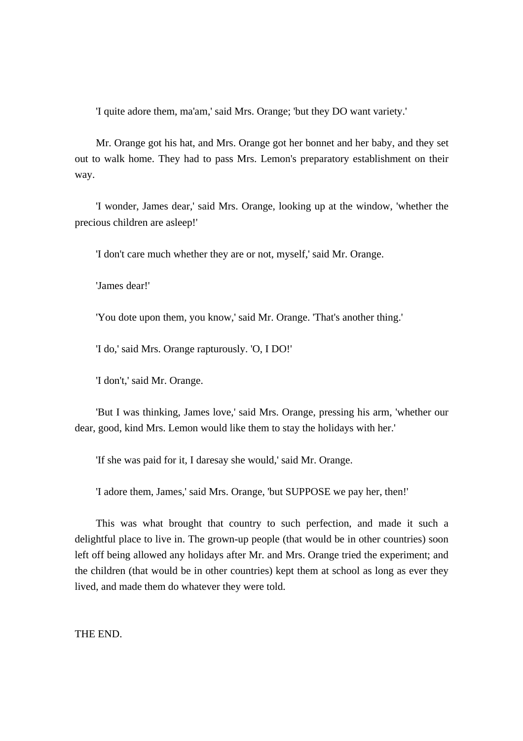'I quite adore them, ma'am,' said Mrs. Orange; 'but they DO want variety.'

Mr. Orange got his hat, and Mrs. Orange got her bonnet and her baby, and they set out to walk home. They had to pass Mrs. Lemon's preparatory establishment on their way.

'I wonder, James dear,' said Mrs. Orange, looking up at the window, 'whether the precious children are asleep!'

'I don't care much whether they are or not, myself,' said Mr. Orange.

'James dear!'

'You dote upon them, you know,' said Mr. Orange. 'That's another thing.'

'I do,' said Mrs. Orange rapturously. 'O, I DO!'

'I don't,' said Mr. Orange.

'But I was thinking, James love,' said Mrs. Orange, pressing his arm, 'whether our dear, good, kind Mrs. Lemon would like them to stay the holidays with her.'

'If she was paid for it, I daresay she would,' said Mr. Orange.

'I adore them, James,' said Mrs. Orange, 'but SUPPOSE we pay her, then!'

This was what brought that country to such perfection, and made it such a delightful place to live in. The grown-up people (that would be in other countries) soon left off being allowed any holidays after Mr. and Mrs. Orange tried the experiment; and the children (that would be in other countries) kept them at school as long as ever they lived, and made them do whatever they were told.

THE END.